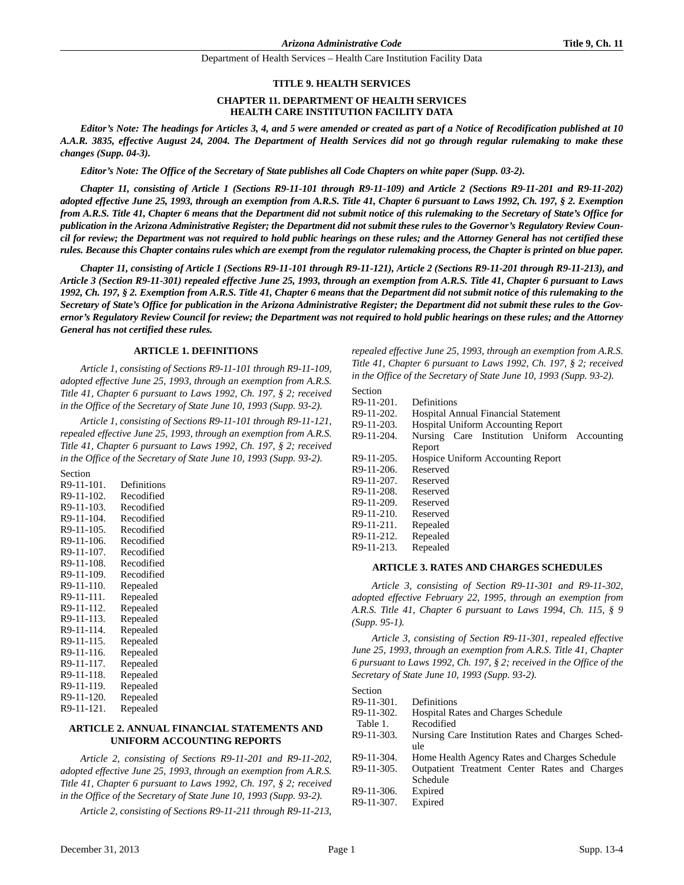# TITLE 9. HEALTH SERVICES

## CHAPTER 11. DEPARTMENT OF HEALTH SERVICES HEALTH CARE INSTITUTION FACILITY DATA

***Editor's Note: The headings for Articles 3, 4, and 5 were amended or created as part of a Notice of Recodification published at 10 A.A.R. 3835, effective August 24, 2004. The Department of Health Services did not go through regular rulemaking to make these changes (Supp. 04-3).***

***Editor's Note: The Office of the Secretary of State publishes all Code Chapters on white paper (Supp. 03-2).***

***Chapter 11, consisting of Article 1 (Sections R9-11-101 through R9-11-109) and Article 2 (Sections R9-11-201 and R9-11-202) adopted effective June 25, 1993, through an exemption from A.R.S. Title 41, Chapter 6 pursuant to Laws 1992, Ch. 197, § 2. Exemption from A.R.S. Title 41, Chapter 6 means that the Department did not submit notice of this rulemaking to the Secretary of State's Office for publication in the Arizona Administrative Register; the Department did not submit these rules to the Governor's Regulatory Review Council for review; the Department was not required to hold public hearings on these rules; and the Attorney General has not certified these rules. Because this Chapter contains rules which are exempt from the regulator rulemaking process, the Chapter is printed on blue paper.***

***Chapter 11, consisting of Article 1 (Sections R9-11-101 through R9-11-121), Article 2 (Sections R9-11-201 through R9-11-213), and Article 3 (Section R9-11-301) repealed effective June 25, 1993, through an exemption from A.R.S. Title 41, Chapter 6 pursuant to Laws 1992, Ch. 197, § 2. Exemption from A.R.S. Title 41, Chapter 6 means that the Department did not submit notice of this rulemaking to the Secretary of State's Office for publication in the Arizona Administrative Register; the Department did not submit these rules to the Governor's Regulatory Review Council for review; the Department was not required to hold public hearings on these rules; and the Attorney General has not certified these rules.***

### ARTICLE 1. DEFINITIONS

*Article 1, consisting of Sections R9-11-101 through R9-11-109, adopted effective June 25, 1993, through an exemption from A.R.S. Title 41, Chapter 6 pursuant to Laws 1992, Ch. 197, § 2; received in the Office of the Secretary of State June 10, 1993 (Supp. 93-2).*

*Article 1, consisting of Sections R9-11-101 through R9-11-121, repealed effective June 25, 1993, through an exemption from A.R.S. Title 41, Chapter 6 pursuant to Laws 1992, Ch. 197, § 2; received in the Office of the Secretary of State June 10, 1993 (Supp. 93-2).*

Section
R9-11-101. Definitions
R9-11-102. Recodified
R9-11-103. Recodified
R9-11-104. Recodified
R9-11-105. Recodified
R9-11-106. Recodified
R9-11-107. Recodified
R9-11-108. Recodified
R9-11-109. Recodified
R9-11-110. Repealed
R9-11-111. Repealed
R9-11-112. Repealed
R9-11-113. Repealed
R9-11-114. Repealed
R9-11-115. Repealed
R9-11-116. Repealed
R9-11-117. Repealed
R9-11-118. Repealed
R9-11-119. Repealed
R9-11-120. Repealed
R9-11-121. Repealed

### ARTICLE 2. ANNUAL FINANCIAL STATEMENTS AND UNIFORM ACCOUNTING REPORTS

*Article 2, consisting of Sections R9-11-201 and R9-11-202, adopted effective June 25, 1993, through an exemption from A.R.S. Title 41, Chapter 6 pursuant to Laws 1992, Ch. 197, § 2; received in the Office of the Secretary of State June 10, 1993 (Supp. 93-2).*

*Article 2, consisting of Sections R9-11-211 through R9-11-213, repealed effective June 25, 1993, through an exemption from A.R.S. Title 41, Chapter 6 pursuant to Laws 1992, Ch. 197, § 2; received in the Office of the Secretary of State June 10, 1993 (Supp. 93-2).*

Section
R9-11-201. Definitions
R9-11-202. Hospital Annual Financial Statement
R9-11-203. Hospital Uniform Accounting Report
R9-11-204. Nursing Care Institution Uniform Accounting Report
R9-11-205. Hospice Uniform Accounting Report
R9-11-206. Reserved
R9-11-207. Reserved
R9-11-208. Reserved
R9-11-209. Reserved
R9-11-210. Reserved
R9-11-211. Repealed
R9-11-212. Repealed
R9-11-213. Repealed

### ARTICLE 3. RATES AND CHARGES SCHEDULES

*Article 3, consisting of Section R9-11-301 and R9-11-302, adopted effective February 22, 1995, through an exemption from A.R.S. Title 41, Chapter 6 pursuant to Laws 1994, Ch. 115, § 9 (Supp. 95-1).*

*Article 3, consisting of Section R9-11-301, repealed effective June 25, 1993, through an exemption from A.R.S. Title 41, Chapter 6 pursuant to Laws 1992, Ch. 197, § 2; received in the Office of the Secretary of State June 10, 1993 (Supp. 93-2).*

Section
R9-11-301. Definitions
R9-11-302. Hospital Rates and Charges Schedule
Table 1. Recodified
R9-11-303. Nursing Care Institution Rates and Charges Schedule
R9-11-304. Home Health Agency Rates and Charges Schedule
R9-11-305. Outpatient Treatment Center Rates and Charges Schedule
R9-11-306. Expired
R9-11-307. Expired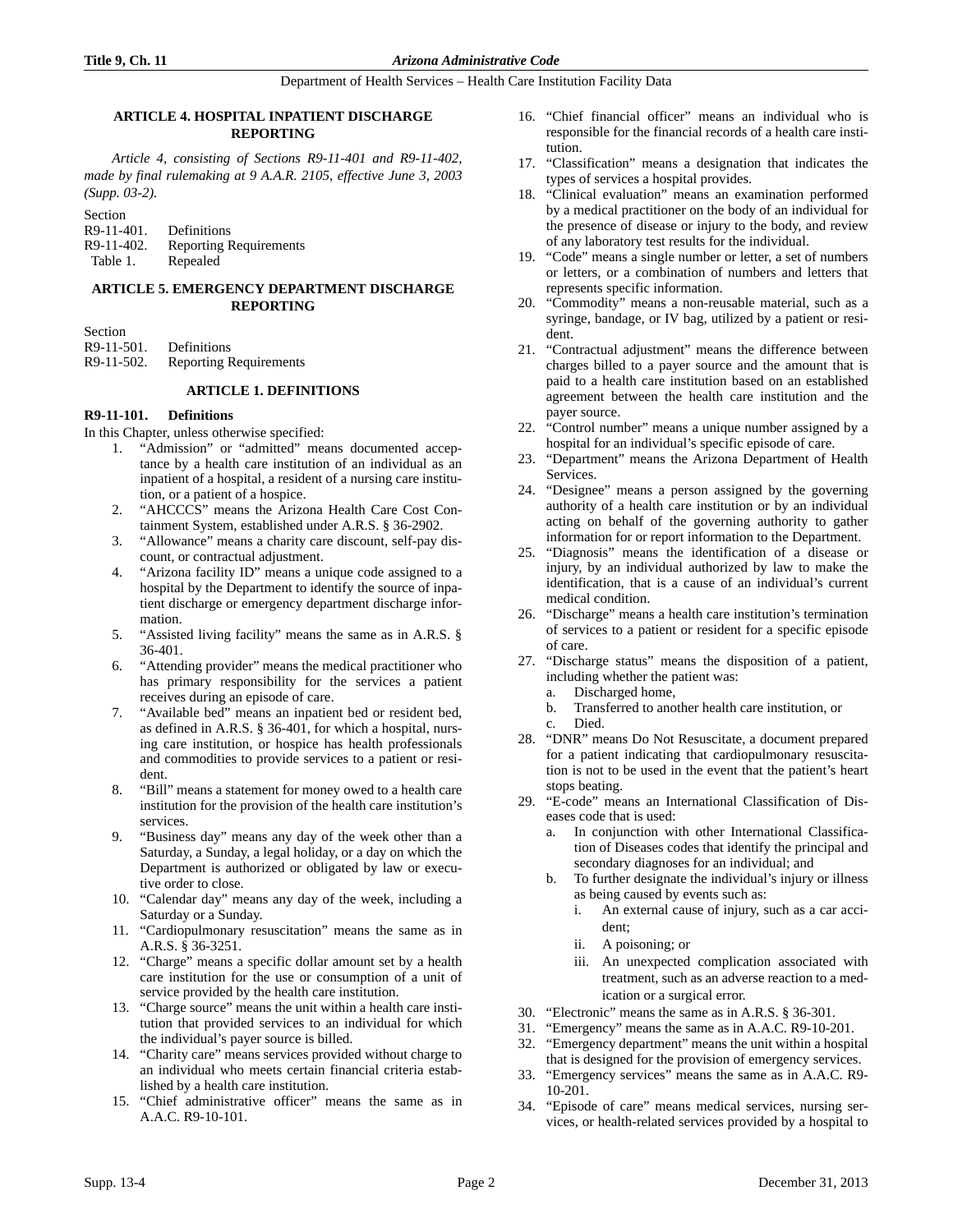### ARTICLE 4. HOSPITAL INPATIENT DISCHARGE REPORTING

*Article 4, consisting of Sections R9-11-401 and R9-11-402, made by final rulemaking at 9 A.A.R. 2105, effective June 3, 2003 (Supp. 03-2).*

Section
R9-11-401. Definitions
R9-11-402. Reporting Requirements
Table 1. Repealed

### ARTICLE 5. EMERGENCY DEPARTMENT DISCHARGE REPORTING

Section
R9-11-501. Definitions
R9-11-502. Reporting Requirements

### ARTICLE 1. DEFINITIONS

**R9-11-101. Definitions**

In this Chapter, unless otherwise specified:

1. "Admission" or "admitted" means documented acceptance by a health care institution of an individual as an inpatient of a hospital, a resident of a nursing care institution, or a patient of a hospice.
2. "AHCCCS" means the Arizona Health Care Cost Containment System, established under A.R.S. § 36-2902.
3. "Allowance" means a charity care discount, self-pay discount, or contractual adjustment.
4. "Arizona facility ID" means a unique code assigned to a hospital by the Department to identify the source of inpatient discharge or emergency department discharge information.
5. "Assisted living facility" means the same as in A.R.S. § 36-401.
6. "Attending provider" means the medical practitioner who has primary responsibility for the services a patient receives during an episode of care.
7. "Available bed" means an inpatient bed or resident bed, as defined in A.R.S. § 36-401, for which a hospital, nursing care institution, or hospice has health professionals and commodities to provide services to a patient or resident.
8. "Bill" means a statement for money owed to a health care institution for the provision of the health care institution's services.
9. "Business day" means any day of the week other than a Saturday, a Sunday, a legal holiday, or a day on which the Department is authorized or obligated by law or executive order to close.
10. "Calendar day" means any day of the week, including a Saturday or a Sunday.
11. "Cardiopulmonary resuscitation" means the same as in A.R.S. § 36-3251.
12. "Charge" means a specific dollar amount set by a health care institution for the use or consumption of a unit of service provided by the health care institution.
13. "Charge source" means the unit within a health care institution that provided services to an individual for which the individual's payer source is billed.
14. "Charity care" means services provided without charge to an individual who meets certain financial criteria established by a health care institution.
15. "Chief administrative officer" means the same as in A.A.C. R9-10-101.
16. "Chief financial officer" means an individual who is responsible for the financial records of a health care institution.
17. "Classification" means a designation that indicates the types of services a hospital provides.
18. "Clinical evaluation" means an examination performed by a medical practitioner on the body of an individual for the presence of disease or injury to the body, and review of any laboratory test results for the individual.
19. "Code" means a single number or letter, a set of numbers or letters, or a combination of numbers and letters that represents specific information.
20. "Commodity" means a non-reusable material, such as a syringe, bandage, or IV bag, utilized by a patient or resident.
21. "Contractual adjustment" means the difference between charges billed to a payer source and the amount that is paid to a health care institution based on an established agreement between the health care institution and the payer source.
22. "Control number" means a unique number assigned by a hospital for an individual's specific episode of care.
23. "Department" means the Arizona Department of Health Services.
24. "Designee" means a person assigned by the governing authority of a health care institution or by an individual acting on behalf of the governing authority to gather information for or report information to the Department.
25. "Diagnosis" means the identification of a disease or injury, by an individual authorized by law to make the identification, that is a cause of an individual's current medical condition.
26. "Discharge" means a health care institution's termination of services to a patient or resident for a specific episode of care.
27. "Discharge status" means the disposition of a patient, including whether the patient was:
    a. Discharged home,
    b. Transferred to another health care institution, or
    c. Died.
28. "DNR" means Do Not Resuscitate, a document prepared for a patient indicating that cardiopulmonary resuscitation is not to be used in the event that the patient's heart stops beating.
29. "E-code" means an International Classification of Diseases code that is used:
    a. In conjunction with other International Classification of Diseases codes that identify the principal and secondary diagnoses for an individual; and
    b. To further designate the individual's injury or illness as being caused by events such as:
        i. An external cause of injury, such as a car accident;
        ii. A poisoning; or
        iii. An unexpected complication associated with treatment, such as an adverse reaction to a medication or a surgical error.
30. "Electronic" means the same as in A.R.S. § 36-301.
31. "Emergency" means the same as in A.A.C. R9-10-201.
32. "Emergency department" means the unit within a hospital that is designed for the provision of emergency services.
33. "Emergency services" means the same as in A.A.C. R9-10-201.
34. "Episode of care" means medical services, nursing services, or health-related services provided by a hospital to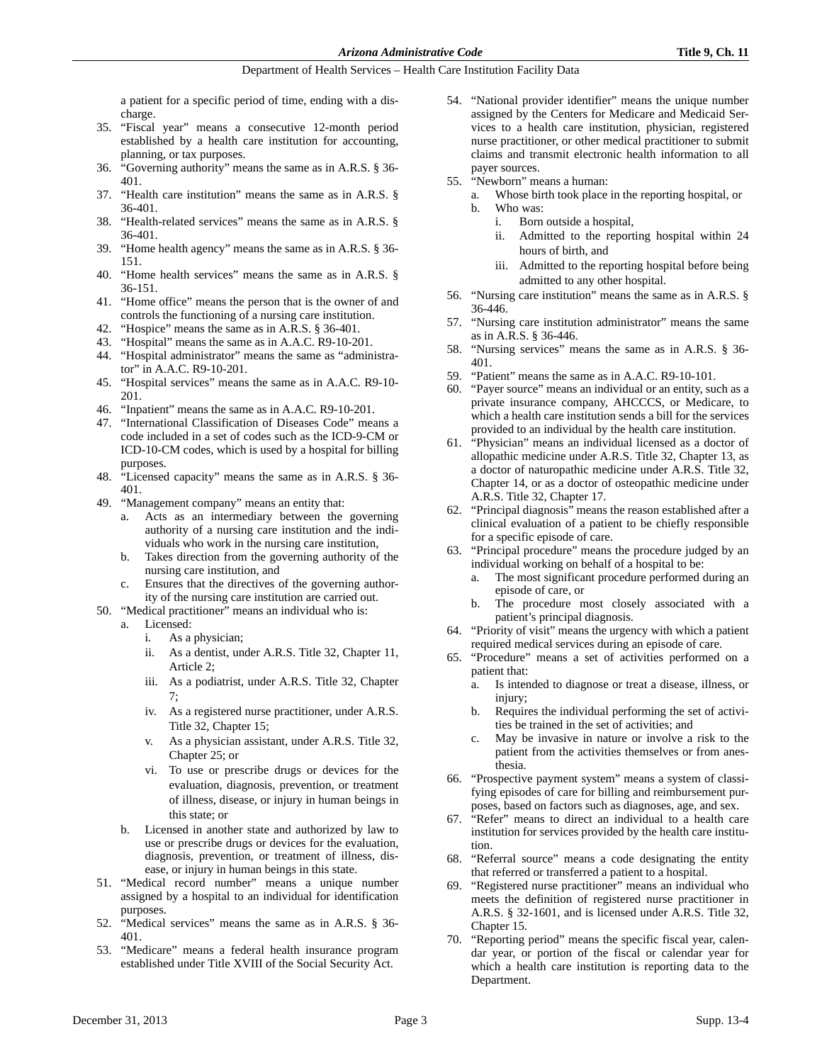a patient for a specific period of time, ending with a discharge.

35. "Fiscal year" means a consecutive 12-month period established by a health care institution for accounting, planning, or tax purposes.
36. "Governing authority" means the same as in A.R.S. § 36-401.
37. "Health care institution" means the same as in A.R.S. § 36-401.
38. "Health-related services" means the same as in A.R.S. § 36-401.
39. "Home health agency" means the same as in A.R.S. § 36-151.
40. "Home health services" means the same as in A.R.S. § 36-151.
41. "Home office" means the person that is the owner of and controls the functioning of a nursing care institution.
42. "Hospice" means the same as in A.R.S. § 36-401.
43. "Hospital" means the same as in A.A.C. R9-10-201.
44. "Hospital administrator" means the same as "administrator" in A.A.C. R9-10-201.
45. "Hospital services" means the same as in A.A.C. R9-10-201.
46. "Inpatient" means the same as in A.A.C. R9-10-201.
47. "International Classification of Diseases Code" means a code included in a set of codes such as the ICD-9-CM or ICD-10-CM codes, which is used by a hospital for billing purposes.
48. "Licensed capacity" means the same as in A.R.S. § 36-401.
49. "Management company" means an entity that:
    a. Acts as an intermediary between the governing authority of a nursing care institution and the individuals who work in the nursing care institution,
    b. Takes direction from the governing authority of the nursing care institution, and
    c. Ensures that the directives of the governing authority of the nursing care institution are carried out.
50. "Medical practitioner" means an individual who is:
    a. Licensed:
       i. As a physician;
       ii. As a dentist, under A.R.S. Title 32, Chapter 11, Article 2;
       iii. As a podiatrist, under A.R.S. Title 32, Chapter 7;
       iv. As a registered nurse practitioner, under A.R.S. Title 32, Chapter 15;
       v. As a physician assistant, under A.R.S. Title 32, Chapter 25; or
       vi. To use or prescribe drugs or devices for the evaluation, diagnosis, prevention, or treatment of illness, disease, or injury in human beings in this state; or
    b. Licensed in another state and authorized by law to use or prescribe drugs or devices for the evaluation, diagnosis, prevention, or treatment of illness, disease, or injury in human beings in this state.
51. "Medical record number" means a unique number assigned by a hospital to an individual for identification purposes.
52. "Medical services" means the same as in A.R.S. § 36-401.
53. "Medicare" means a federal health insurance program established under Title XVIII of the Social Security Act.
54. "National provider identifier" means the unique number assigned by the Centers for Medicare and Medicaid Services to a health care institution, physician, registered nurse practitioner, or other medical practitioner to submit claims and transmit electronic health information to all payer sources.
55. "Newborn" means a human:
    a. Whose birth took place in the reporting hospital, or
    b. Who was:
       i. Born outside a hospital,
       ii. Admitted to the reporting hospital within 24 hours of birth, and
       iii. Admitted to the reporting hospital before being admitted to any other hospital.
56. "Nursing care institution" means the same as in A.R.S. § 36-446.
57. "Nursing care institution administrator" means the same as in A.R.S. § 36-446.
58. "Nursing services" means the same as in A.R.S. § 36-401.
59. "Patient" means the same as in A.A.C. R9-10-101.
60. "Payer source" means an individual or an entity, such as a private insurance company, AHCCCS, or Medicare, to which a health care institution sends a bill for the services provided to an individual by the health care institution.
61. "Physician" means an individual licensed as a doctor of allopathic medicine under A.R.S. Title 32, Chapter 13, as a doctor of naturopathic medicine under A.R.S. Title 32, Chapter 14, or as a doctor of osteopathic medicine under A.R.S. Title 32, Chapter 17.
62. "Principal diagnosis" means the reason established after a clinical evaluation of a patient to be chiefly responsible for a specific episode of care.
63. "Principal procedure" means the procedure judged by an individual working on behalf of a hospital to be:
    a. The most significant procedure performed during an episode of care, or
    b. The procedure most closely associated with a patient's principal diagnosis.
64. "Priority of visit" means the urgency with which a patient required medical services during an episode of care.
65. "Procedure" means a set of activities performed on a patient that:
    a. Is intended to diagnose or treat a disease, illness, or injury;
    b. Requires the individual performing the set of activities be trained in the set of activities; and
    c. May be invasive in nature or involve a risk to the patient from the activities themselves or from anesthesia.
66. "Prospective payment system" means a system of classifying episodes of care for billing and reimbursement purposes, based on factors such as diagnoses, age, and sex.
67. "Refer" means to direct an individual to a health care institution for services provided by the health care institution.
68. "Referral source" means a code designating the entity that referred or transferred a patient to a hospital.
69. "Registered nurse practitioner" means an individual who meets the definition of registered nurse practitioner in A.R.S. § 32-1601, and is licensed under A.R.S. Title 32, Chapter 15.
70. "Reporting period" means the specific fiscal year, calendar year, or portion of the fiscal or calendar year for which a health care institution is reporting data to the Department.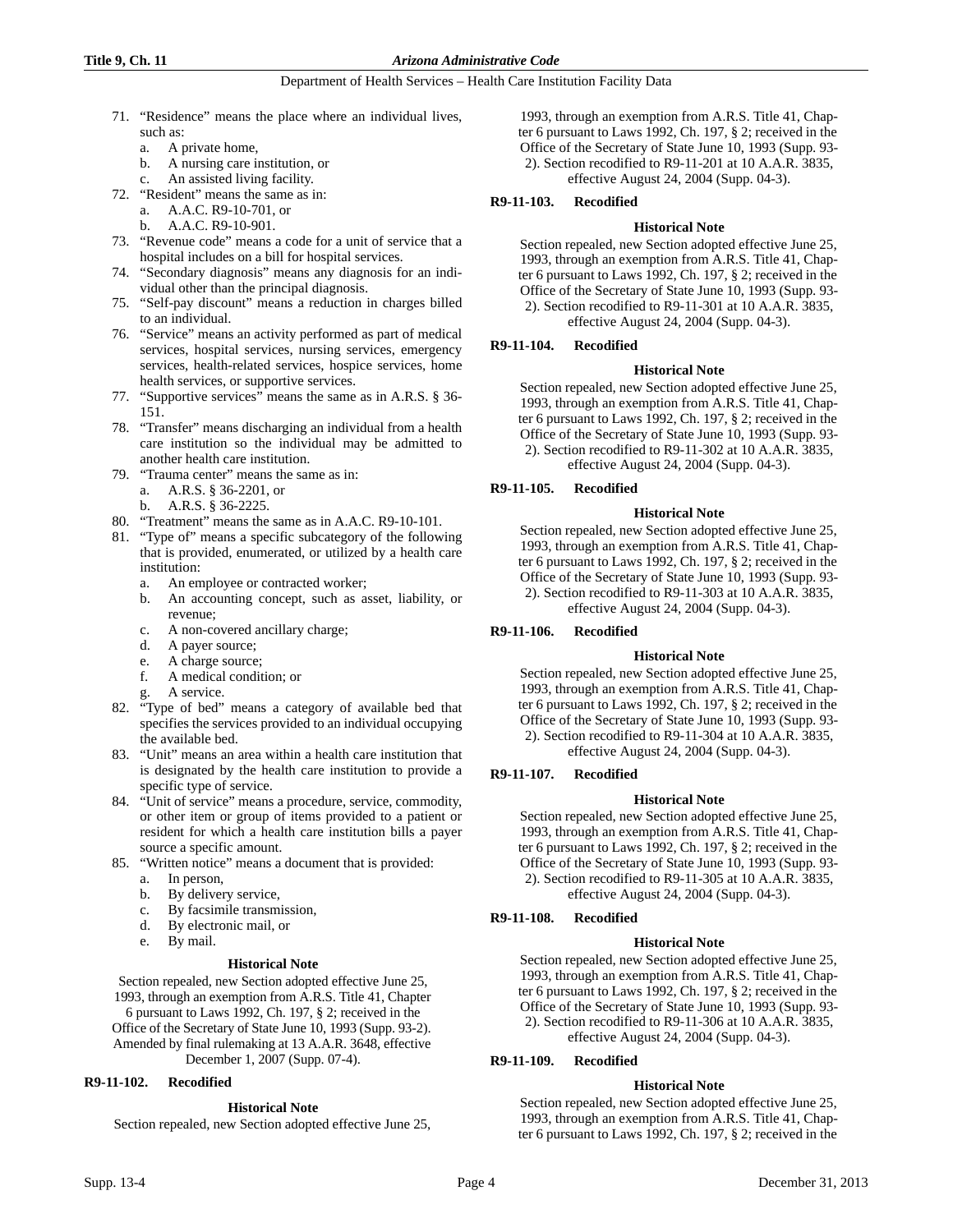71. "Residence" means the place where an individual lives, such as:
    a. A private home,
    b. A nursing care institution, or
    c. An assisted living facility.
72. "Resident" means the same as in:
    a. A.A.C. R9-10-701, or
    b. A.A.C. R9-10-901.
73. "Revenue code" means a code for a unit of service that a hospital includes on a bill for hospital services.
74. "Secondary diagnosis" means any diagnosis for an individual other than the principal diagnosis.
75. "Self-pay discount" means a reduction in charges billed to an individual.
76. "Service" means an activity performed as part of medical services, hospital services, nursing services, emergency services, health-related services, hospice services, home health services, or supportive services.
77. "Supportive services" means the same as in A.R.S. § 36-151.
78. "Transfer" means discharging an individual from a health care institution so the individual may be admitted to another health care institution.
79. "Trauma center" means the same as in:
    a. A.R.S. § 36-2201, or
    b. A.R.S. § 36-2225.
80. "Treatment" means the same as in A.A.C. R9-10-101.
81. "Type of" means a specific subcategory of the following that is provided, enumerated, or utilized by a health care institution:
    a. An employee or contracted worker;
    b. An accounting concept, such as asset, liability, or revenue;
    c. A non-covered ancillary charge;
    d. A payer source;
    e. A charge source;
    f. A medical condition; or
    g. A service.
82. "Type of bed" means a category of available bed that specifies the services provided to an individual occupying the available bed.
83. "Unit" means an area within a health care institution that is designated by the health care institution to provide a specific type of service.
84. "Unit of service" means a procedure, service, commodity, or other item or group of items provided to a patient or resident for which a health care institution bills a payer source a specific amount.
85. "Written notice" means a document that is provided:
    a. In person,
    b. By delivery service,
    c. By facsimile transmission,
    d. By electronic mail, or
    e. By mail.

**Historical Note**

Section repealed, new Section adopted effective June 25, 1993, through an exemption from A.R.S. Title 41, Chapter 6 pursuant to Laws 1992, Ch. 197, § 2; received in the Office of the Secretary of State June 10, 1993 (Supp. 93-2). Amended by final rulemaking at 13 A.A.R. 3648, effective December 1, 2007 (Supp. 07-4).

**R9-11-102. Recodified**

**Historical Note**

Section repealed, new Section adopted effective June 25, 1993, through an exemption from A.R.S. Title 41, Chapter 6 pursuant to Laws 1992, Ch. 197, § 2; received in the Office of the Secretary of State June 10, 1993 (Supp. 93-2). Section recodified to R9-11-201 at 10 A.A.R. 3835, effective August 24, 2004 (Supp. 04-3).

**R9-11-103. Recodified**

**Historical Note**

Section repealed, new Section adopted effective June 25, 1993, through an exemption from A.R.S. Title 41, Chapter 6 pursuant to Laws 1992, Ch. 197, § 2; received in the Office of the Secretary of State June 10, 1993 (Supp. 93-2). Section recodified to R9-11-301 at 10 A.A.R. 3835, effective August 24, 2004 (Supp. 04-3).

**R9-11-104. Recodified**

**Historical Note**

Section repealed, new Section adopted effective June 25, 1993, through an exemption from A.R.S. Title 41, Chapter 6 pursuant to Laws 1992, Ch. 197, § 2; received in the Office of the Secretary of State June 10, 1993 (Supp. 93-2). Section recodified to R9-11-302 at 10 A.A.R. 3835, effective August 24, 2004 (Supp. 04-3).

**R9-11-105. Recodified**

**Historical Note**

Section repealed, new Section adopted effective June 25, 1993, through an exemption from A.R.S. Title 41, Chapter 6 pursuant to Laws 1992, Ch. 197, § 2; received in the Office of the Secretary of State June 10, 1993 (Supp. 93-2). Section recodified to R9-11-303 at 10 A.A.R. 3835, effective August 24, 2004 (Supp. 04-3).

**R9-11-106. Recodified**

**Historical Note**

Section repealed, new Section adopted effective June 25, 1993, through an exemption from A.R.S. Title 41, Chapter 6 pursuant to Laws 1992, Ch. 197, § 2; received in the Office of the Secretary of State June 10, 1993 (Supp. 93-2). Section recodified to R9-11-304 at 10 A.A.R. 3835, effective August 24, 2004 (Supp. 04-3).

**R9-11-107. Recodified**

**Historical Note**

Section repealed, new Section adopted effective June 25, 1993, through an exemption from A.R.S. Title 41, Chapter 6 pursuant to Laws 1992, Ch. 197, § 2; received in the Office of the Secretary of State June 10, 1993 (Supp. 93-2). Section recodified to R9-11-305 at 10 A.A.R. 3835, effective August 24, 2004 (Supp. 04-3).

**R9-11-108. Recodified**

**Historical Note**

Section repealed, new Section adopted effective June 25, 1993, through an exemption from A.R.S. Title 41, Chapter 6 pursuant to Laws 1992, Ch. 197, § 2; received in the Office of the Secretary of State June 10, 1993 (Supp. 93-2). Section recodified to R9-11-306 at 10 A.A.R. 3835, effective August 24, 2004 (Supp. 04-3).

**R9-11-109. Recodified**

**Historical Note**

Section repealed, new Section adopted effective June 25, 1993, through an exemption from A.R.S. Title 41, Chapter 6 pursuant to Laws 1992, Ch. 197, § 2; received in the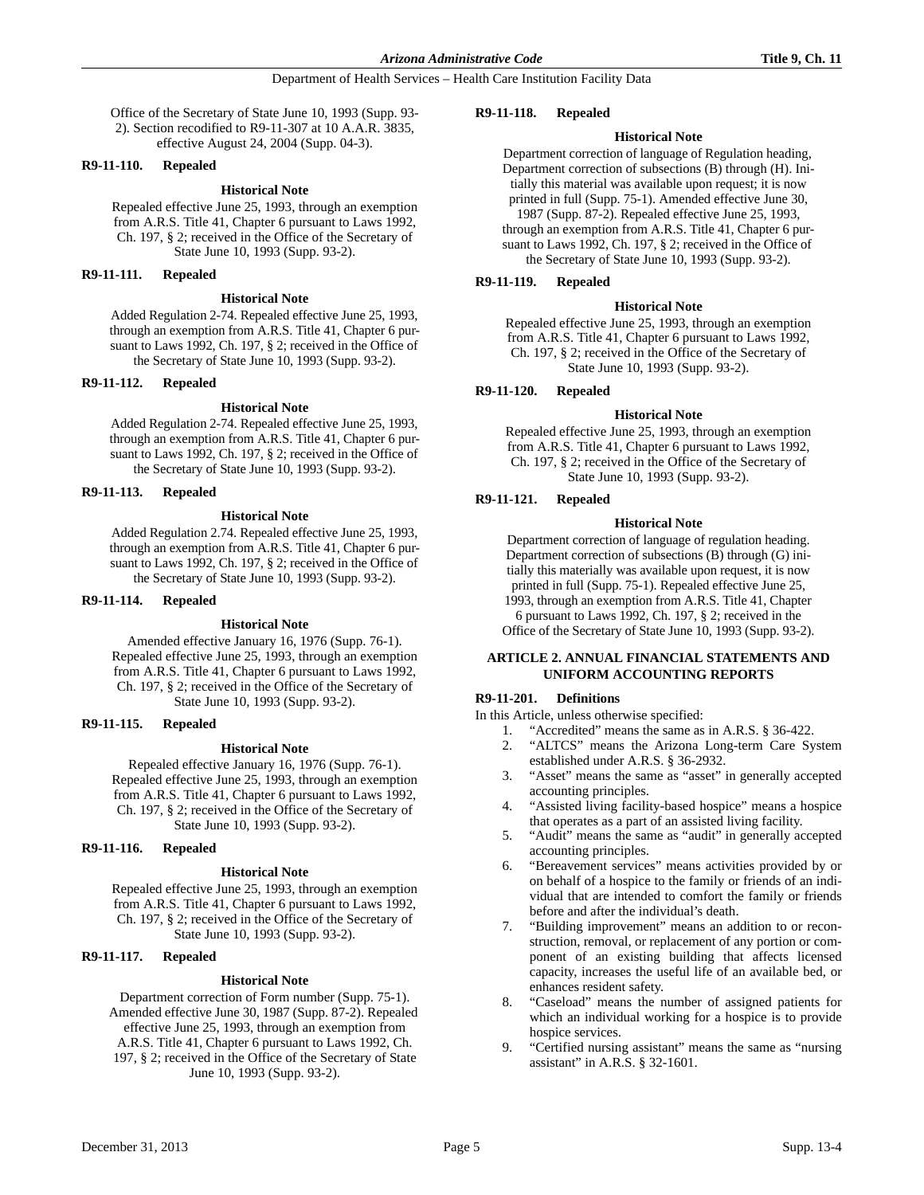Office of the Secretary of State June 10, 1993 (Supp. 93-2). Section recodified to R9-11-307 at 10 A.A.R. 3835, effective August 24, 2004 (Supp. 04-3).

**R9-11-110. Repealed**

**Historical Note**

Repealed effective June 25, 1993, through an exemption from A.R.S. Title 41, Chapter 6 pursuant to Laws 1992, Ch. 197, § 2; received in the Office of the Secretary of State June 10, 1993 (Supp. 93-2).

**R9-11-111. Repealed**

**Historical Note**

Added Regulation 2-74. Repealed effective June 25, 1993, through an exemption from A.R.S. Title 41, Chapter 6 pursuant to Laws 1992, Ch. 197, § 2; received in the Office of the Secretary of State June 10, 1993 (Supp. 93-2).

**R9-11-112. Repealed**

**Historical Note**

Added Regulation 2-74. Repealed effective June 25, 1993, through an exemption from A.R.S. Title 41, Chapter 6 pursuant to Laws 1992, Ch. 197, § 2; received in the Office of the Secretary of State June 10, 1993 (Supp. 93-2).

**R9-11-113. Repealed**

**Historical Note**

Added Regulation 2.74. Repealed effective June 25, 1993, through an exemption from A.R.S. Title 41, Chapter 6 pursuant to Laws 1992, Ch. 197, § 2; received in the Office of the Secretary of State June 10, 1993 (Supp. 93-2).

**R9-11-114. Repealed**

**Historical Note**

Amended effective January 16, 1976 (Supp. 76-1). Repealed effective June 25, 1993, through an exemption from A.R.S. Title 41, Chapter 6 pursuant to Laws 1992, Ch. 197, § 2; received in the Office of the Secretary of State June 10, 1993 (Supp. 93-2).

**R9-11-115. Repealed**

**Historical Note**

Repealed effective January 16, 1976 (Supp. 76-1). Repealed effective June 25, 1993, through an exemption from A.R.S. Title 41, Chapter 6 pursuant to Laws 1992, Ch. 197, § 2; received in the Office of the Secretary of State June 10, 1993 (Supp. 93-2).

**R9-11-116. Repealed**

**Historical Note**

Repealed effective June 25, 1993, through an exemption from A.R.S. Title 41, Chapter 6 pursuant to Laws 1992, Ch. 197, § 2; received in the Office of the Secretary of State June 10, 1993 (Supp. 93-2).

**R9-11-117. Repealed**

**Historical Note**

Department correction of Form number (Supp. 75-1). Amended effective June 30, 1987 (Supp. 87-2). Repealed effective June 25, 1993, through an exemption from A.R.S. Title 41, Chapter 6 pursuant to Laws 1992, Ch. 197, § 2; received in the Office of the Secretary of State June 10, 1993 (Supp. 93-2).

**R9-11-118. Repealed**

**Historical Note**

Department correction of language of Regulation heading, Department correction of subsections (B) through (H). Initially this material was available upon request; it is now printed in full (Supp. 75-1). Amended effective June 30, 1987 (Supp. 87-2). Repealed effective June 25, 1993, through an exemption from A.R.S. Title 41, Chapter 6 pursuant to Laws 1992, Ch. 197, § 2; received in the Office of the Secretary of State June 10, 1993 (Supp. 93-2).

**R9-11-119. Repealed**

**Historical Note**

Repealed effective June 25, 1993, through an exemption from A.R.S. Title 41, Chapter 6 pursuant to Laws 1992, Ch. 197, § 2; received in the Office of the Secretary of State June 10, 1993 (Supp. 93-2).

**R9-11-120. Repealed**

**Historical Note**

Repealed effective June 25, 1993, through an exemption from A.R.S. Title 41, Chapter 6 pursuant to Laws 1992, Ch. 197, § 2; received in the Office of the Secretary of State June 10, 1993 (Supp. 93-2).

**R9-11-121. Repealed**

**Historical Note**

Department correction of language of regulation heading. Department correction of subsections (B) through (G) initially this materially was available upon request, it is now printed in full (Supp. 75-1). Repealed effective June 25, 1993, through an exemption from A.R.S. Title 41, Chapter 6 pursuant to Laws 1992, Ch. 197, § 2; received in the Office of the Secretary of State June 10, 1993 (Supp. 93-2).

## ARTICLE 2. ANNUAL FINANCIAL STATEMENTS AND UNIFORM ACCOUNTING REPORTS

**R9-11-201. Definitions**

In this Article, unless otherwise specified:

1. "Accredited" means the same as in A.R.S. § 36-422.
2. "ALTCS" means the Arizona Long-term Care System established under A.R.S. § 36-2932.
3. "Asset" means the same as "asset" in generally accepted accounting principles.
4. "Assisted living facility-based hospice" means a hospice that operates as a part of an assisted living facility.
5. "Audit" means the same as "audit" in generally accepted accounting principles.
6. "Bereavement services" means activities provided by or on behalf of a hospice to the family or friends of an individual that are intended to comfort the family or friends before and after the individual's death.
7. "Building improvement" means an addition to or reconstruction, removal, or replacement of any portion or component of an existing building that affects licensed capacity, increases the useful life of an available bed, or enhances resident safety.
8. "Caseload" means the number of assigned patients for which an individual working for a hospice is to provide hospice services.
9. "Certified nursing assistant" means the same as "nursing assistant" in A.R.S. § 32-1601.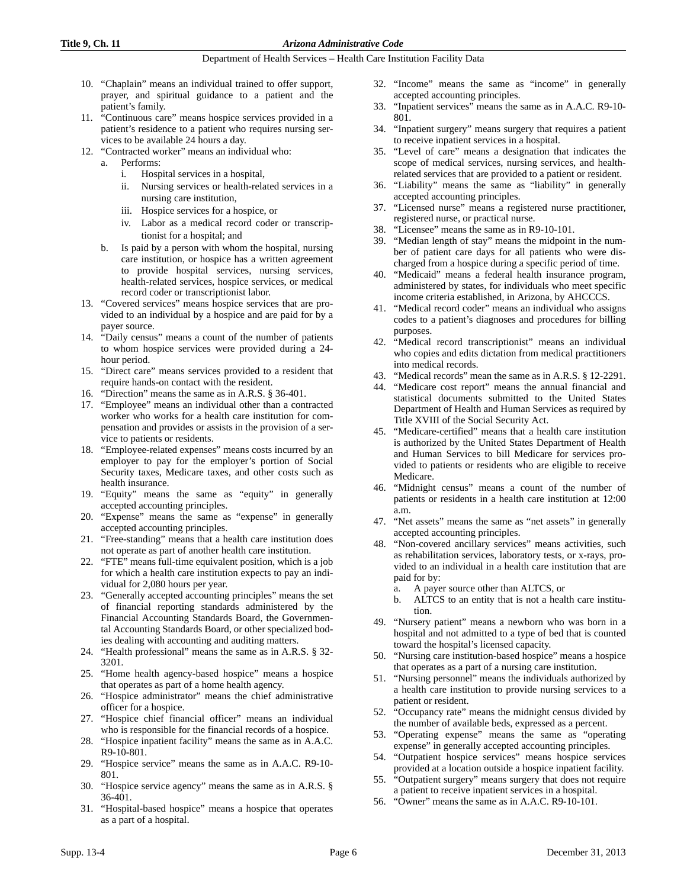10. "Chaplain" means an individual trained to offer support, prayer, and spiritual guidance to a patient and the patient's family.
11. "Continuous care" means hospice services provided in a patient's residence to a patient who requires nursing services to be available 24 hours a day.
12. "Contracted worker" means an individual who:
    a. Performs:
        i. Hospital services in a hospital,
        ii. Nursing services or health-related services in a nursing care institution,
        iii. Hospice services for a hospice, or
        iv. Labor as a medical record coder or transcriptionist for a hospital; and
    b. Is paid by a person with whom the hospital, nursing care institution, or hospice has a written agreement to provide hospital services, nursing services, health-related services, hospice services, or medical record coder or transcriptionist labor.
13. "Covered services" means hospice services that are provided to an individual by a hospice and are paid for by a payer source.
14. "Daily census" means a count of the number of patients to whom hospice services were provided during a 24-hour period.
15. "Direct care" means services provided to a resident that require hands-on contact with the resident.
16. "Direction" means the same as in A.R.S. § 36-401.
17. "Employee" means an individual other than a contracted worker who works for a health care institution for compensation and provides or assists in the provision of a service to patients or residents.
18. "Employee-related expenses" means costs incurred by an employer to pay for the employer's portion of Social Security taxes, Medicare taxes, and other costs such as health insurance.
19. "Equity" means the same as "equity" in generally accepted accounting principles.
20. "Expense" means the same as "expense" in generally accepted accounting principles.
21. "Free-standing" means that a health care institution does not operate as part of another health care institution.
22. "FTE" means full-time equivalent position, which is a job for which a health care institution expects to pay an individual for 2,080 hours per year.
23. "Generally accepted accounting principles" means the set of financial reporting standards administered by the Financial Accounting Standards Board, the Governmental Accounting Standards Board, or other specialized bodies dealing with accounting and auditing matters.
24. "Health professional" means the same as in A.R.S. § 32-3201.
25. "Home health agency-based hospice" means a hospice that operates as part of a home health agency.
26. "Hospice administrator" means the chief administrative officer for a hospice.
27. "Hospice chief financial officer" means an individual who is responsible for the financial records of a hospice.
28. "Hospice inpatient facility" means the same as in A.A.C. R9-10-801.
29. "Hospice service" means the same as in A.A.C. R9-10-801.
30. "Hospice service agency" means the same as in A.R.S. § 36-401.
31. "Hospital-based hospice" means a hospice that operates as a part of a hospital.
32. "Income" means the same as "income" in generally accepted accounting principles.
33. "Inpatient services" means the same as in A.A.C. R9-10-801.
34. "Inpatient surgery" means surgery that requires a patient to receive inpatient services in a hospital.
35. "Level of care" means a designation that indicates the scope of medical services, nursing services, and health-related services that are provided to a patient or resident.
36. "Liability" means the same as "liability" in generally accepted accounting principles.
37. "Licensed nurse" means a registered nurse practitioner, registered nurse, or practical nurse.
38. "Licensee" means the same as in R9-10-101.
39. "Median length of stay" means the midpoint in the number of patient care days for all patients who were discharged from a hospice during a specific period of time.
40. "Medicaid" means a federal health insurance program, administered by states, for individuals who meet specific income criteria established, in Arizona, by AHCCCS.
41. "Medical record coder" means an individual who assigns codes to a patient's diagnoses and procedures for billing purposes.
42. "Medical record transcriptionist" means an individual who copies and edits dictation from medical practitioners into medical records.
43. "Medical records" mean the same as in A.R.S. § 12-2291.
44. "Medicare cost report" means the annual financial and statistical documents submitted to the United States Department of Health and Human Services as required by Title XVIII of the Social Security Act.
45. "Medicare-certified" means that a health care institution is authorized by the United States Department of Health and Human Services to bill Medicare for services provided to patients or residents who are eligible to receive Medicare.
46. "Midnight census" means a count of the number of patients or residents in a health care institution at 12:00 a.m.
47. "Net assets" means the same as "net assets" in generally accepted accounting principles.
48. "Non-covered ancillary services" means activities, such as rehabilitation services, laboratory tests, or x-rays, provided to an individual in a health care institution that are paid for by:
    a. A payer source other than ALTCS, or
    b. ALTCS to an entity that is not a health care institution.
49. "Nursery patient" means a newborn who was born in a hospital and not admitted to a type of bed that is counted toward the hospital's licensed capacity.
50. "Nursing care institution-based hospice" means a hospice that operates as a part of a nursing care institution.
51. "Nursing personnel" means the individuals authorized by a health care institution to provide nursing services to a patient or resident.
52. "Occupancy rate" means the midnight census divided by the number of available beds, expressed as a percent.
53. "Operating expense" means the same as "operating expense" in generally accepted accounting principles.
54. "Outpatient hospice services" means hospice services provided at a location outside a hospice inpatient facility.
55. "Outpatient surgery" means surgery that does not require a patient to receive inpatient services in a hospital.
56. "Owner" means the same as in A.A.C. R9-10-101.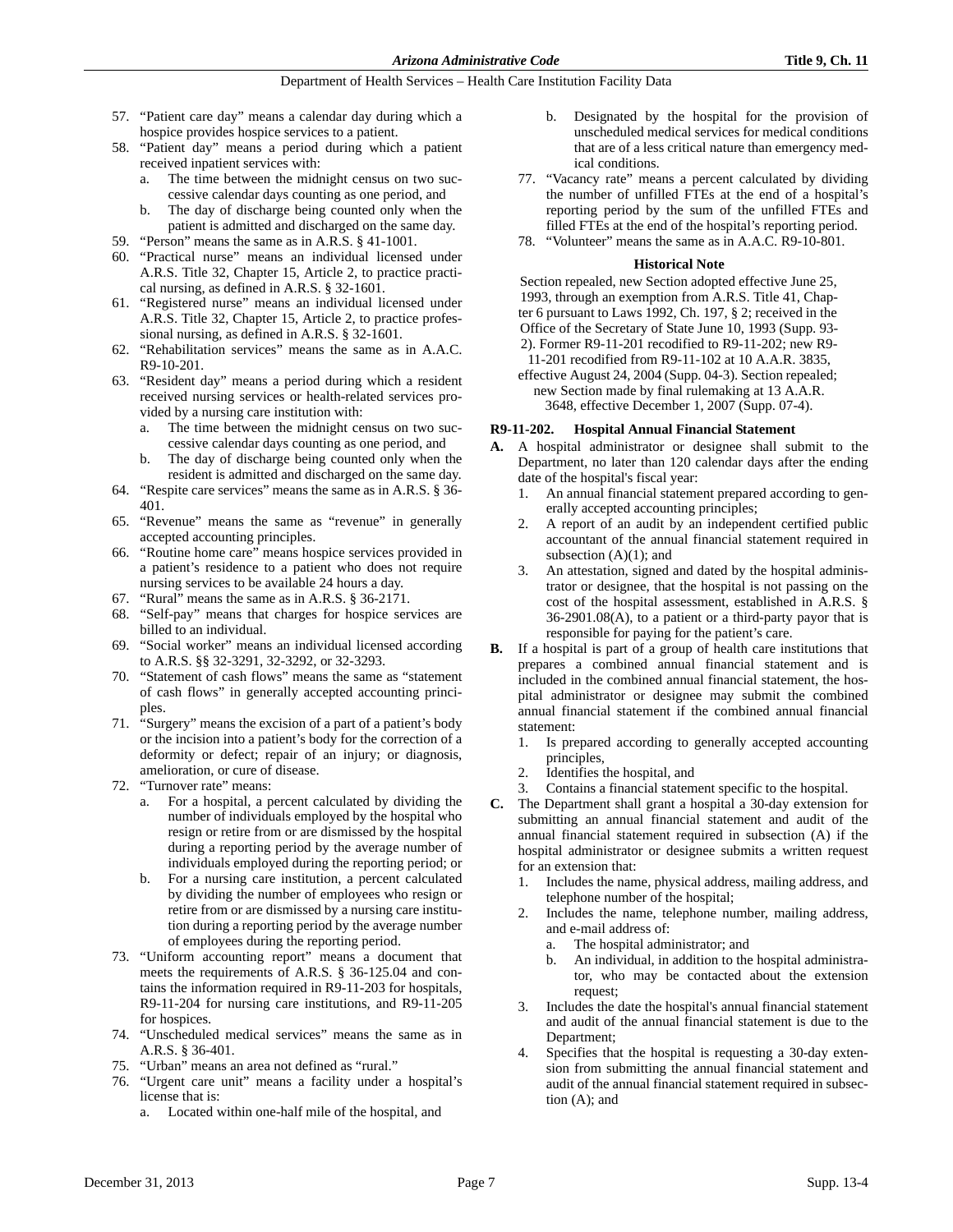57. "Patient care day" means a calendar day during which a hospice provides hospice services to a patient.
58. "Patient day" means a period during which a patient received inpatient services with:
    a. The time between the midnight census on two successive calendar days counting as one period, and
    b. The day of discharge being counted only when the patient is admitted and discharged on the same day.
59. "Person" means the same as in A.R.S. § 41-1001.
60. "Practical nurse" means an individual licensed under A.R.S. Title 32, Chapter 15, Article 2, to practice practical nursing, as defined in A.R.S. § 32-1601.
61. "Registered nurse" means an individual licensed under A.R.S. Title 32, Chapter 15, Article 2, to practice professional nursing, as defined in A.R.S. § 32-1601.
62. "Rehabilitation services" means the same as in A.A.C. R9-10-201.
63. "Resident day" means a period during which a resident received nursing services or health-related services provided by a nursing care institution with:
    a. The time between the midnight census on two successive calendar days counting as one period, and
    b. The day of discharge being counted only when the resident is admitted and discharged on the same day.
64. "Respite care services" means the same as in A.R.S. § 36-401.
65. "Revenue" means the same as "revenue" in generally accepted accounting principles.
66. "Routine home care" means hospice services provided in a patient's residence to a patient who does not require nursing services to be available 24 hours a day.
67. "Rural" means the same as in A.R.S. § 36-2171.
68. "Self-pay" means that charges for hospice services are billed to an individual.
69. "Social worker" means an individual licensed according to A.R.S. §§ 32-3291, 32-3292, or 32-3293.
70. "Statement of cash flows" means the same as "statement of cash flows" in generally accepted accounting principles.
71. "Surgery" means the excision of a part of a patient's body or the incision into a patient's body for the correction of a deformity or defect; repair of an injury; or diagnosis, amelioration, or cure of disease.
72. "Turnover rate" means:
    a. For a hospital, a percent calculated by dividing the number of individuals employed by the hospital who resign or retire from or are dismissed by the hospital during a reporting period by the average number of individuals employed during the reporting period; or
    b. For a nursing care institution, a percent calculated by dividing the number of employees who resign or retire from or are dismissed by a nursing care institution during a reporting period by the average number of employees during the reporting period.
73. "Uniform accounting report" means a document that meets the requirements of A.R.S. § 36-125.04 and contains the information required in R9-11-203 for hospitals, R9-11-204 for nursing care institutions, and R9-11-205 for hospices.
74. "Unscheduled medical services" means the same as in A.R.S. § 36-401.
75. "Urban" means an area not defined as "rural."
76. "Urgent care unit" means a facility under a hospital's license that is:
    a. Located within one-half mile of the hospital, and
    b. Designated by the hospital for the provision of unscheduled medical services for medical conditions that are of a less critical nature than emergency medical conditions.
77. "Vacancy rate" means a percent calculated by dividing the number of unfilled FTEs at the end of a hospital's reporting period by the sum of the unfilled FTEs and filled FTEs at the end of the hospital's reporting period.
78. "Volunteer" means the same as in A.A.C. R9-10-801.

**Historical Note**

Section repealed, new Section adopted effective June 25, 1993, through an exemption from A.R.S. Title 41, Chapter 6 pursuant to Laws 1992, Ch. 197, § 2; received in the Office of the Secretary of State June 10, 1993 (Supp. 93-2). Former R9-11-201 recodified to R9-11-202; new R9-11-201 recodified from R9-11-102 at 10 A.A.R. 3835, effective August 24, 2004 (Supp. 04-3). Section repealed; new Section made by final rulemaking at 13 A.A.R. 3648, effective December 1, 2007 (Supp. 07-4).

### R9-11-202. Hospital Annual Financial Statement

**A.** A hospital administrator or designee shall submit to the Department, no later than 120 calendar days after the ending date of the hospital's fiscal year:
1. An annual financial statement prepared according to generally accepted accounting principles;
2. A report of an audit by an independent certified public accountant of the annual financial statement required in subsection (A)(1); and
3. An attestation, signed and dated by the hospital administrator or designee, that the hospital is not passing on the cost of the hospital assessment, established in A.R.S. § 36-2901.08(A), to a patient or a third-party payor that is responsible for paying for the patient's care.

**B.** If a hospital is part of a group of health care institutions that prepares a combined annual financial statement and is included in the combined annual financial statement, the hospital administrator or designee may submit the combined annual financial statement if the combined annual financial statement:
1. Is prepared according to generally accepted accounting principles,
2. Identifies the hospital, and
3. Contains a financial statement specific to the hospital.

**C.** The Department shall grant a hospital a 30-day extension for submitting an annual financial statement and audit of the annual financial statement required in subsection (A) if the hospital administrator or designee submits a written request for an extension that:
1. Includes the name, physical address, mailing address, and telephone number of the hospital;
2. Includes the name, telephone number, mailing address, and e-mail address of:
    a. The hospital administrator; and
    b. An individual, in addition to the hospital administrator, who may be contacted about the extension request;
3. Includes the date the hospital's annual financial statement and audit of the annual financial statement is due to the Department;
4. Specifies that the hospital is requesting a 30-day extension from submitting the annual financial statement and audit of the annual financial statement required in subsection (A); and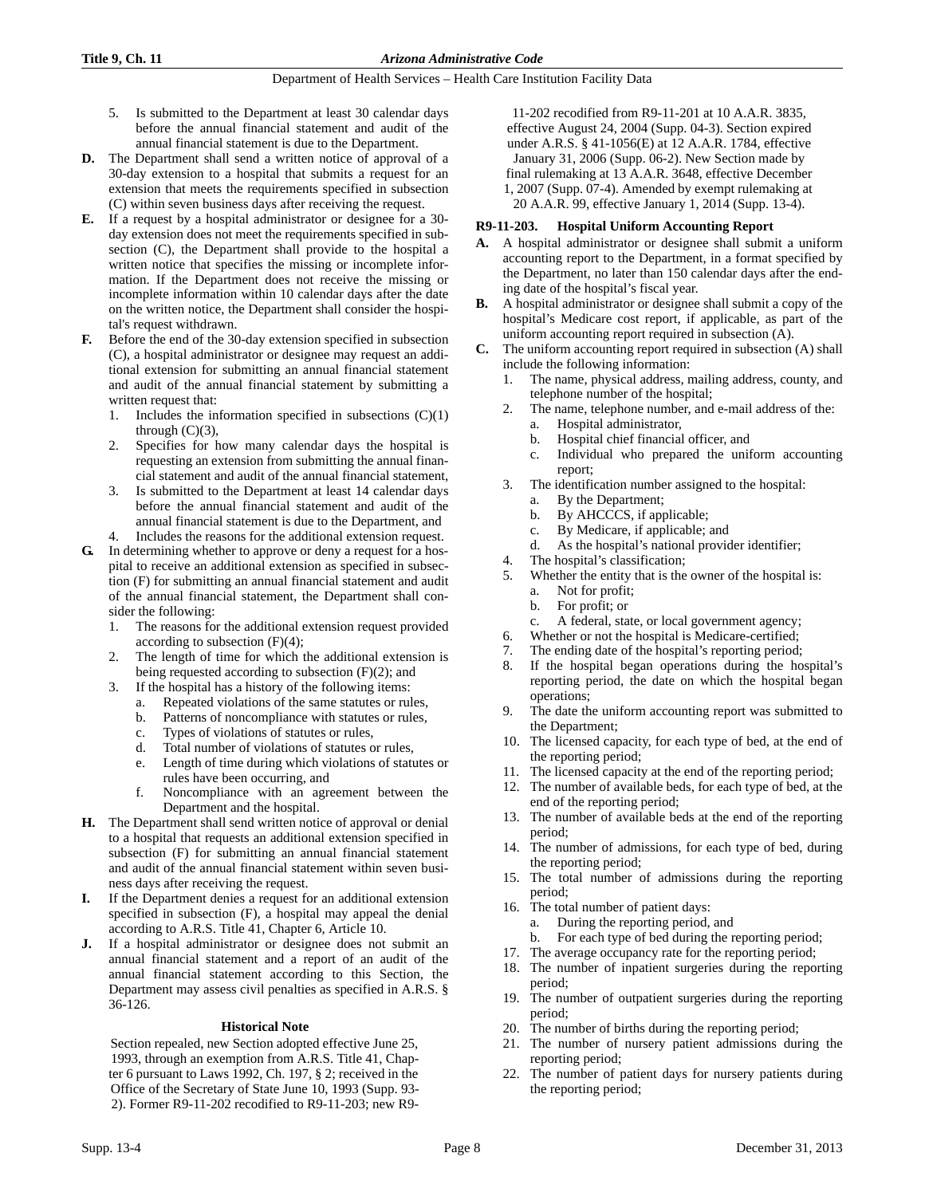5. Is submitted to the Department at least 30 calendar days before the annual financial statement and audit of the annual financial statement is due to the Department.

**D.** The Department shall send a written notice of approval of a 30-day extension to a hospital that submits a request for an extension that meets the requirements specified in subsection (C) within seven business days after receiving the request.

**E.** If a request by a hospital administrator or designee for a 30-day extension does not meet the requirements specified in subsection (C), the Department shall provide to the hospital a written notice that specifies the missing or incomplete information. If the Department does not receive the missing or incomplete information within 10 calendar days after the date on the written notice, the Department shall consider the hospital's request withdrawn.

**F.** Before the end of the 30-day extension specified in subsection (C), a hospital administrator or designee may request an additional extension for submitting an annual financial statement and audit of the annual financial statement by submitting a written request that:

1. Includes the information specified in subsections (C)(1) through (C)(3),
2. Specifies for how many calendar days the hospital is requesting an extension from submitting the annual financial statement and audit of the annual financial statement,
3. Is submitted to the Department at least 14 calendar days before the annual financial statement and audit of the annual financial statement is due to the Department, and
4. Includes the reasons for the additional extension request.

**G.** In determining whether to approve or deny a request for a hospital to receive an additional extension as specified in subsection (F) for submitting an annual financial statement and audit of the annual financial statement, the Department shall consider the following:

1. The reasons for the additional extension request provided according to subsection (F)(4);
2. The length of time for which the additional extension is being requested according to subsection (F)(2); and
3. If the hospital has a history of the following items:
   a. Repeated violations of the same statutes or rules,
   b. Patterns of noncompliance with statutes or rules,
   c. Types of violations of statutes or rules,
   d. Total number of violations of statutes or rules,
   e. Length of time during which violations of statutes or rules have been occurring, and
   f. Noncompliance with an agreement between the Department and the hospital.

**H.** The Department shall send written notice of approval or denial to a hospital that requests an additional extension specified in subsection (F) for submitting an annual financial statement and audit of the annual financial statement within seven business days after receiving the request.

**I.** If the Department denies a request for an additional extension specified in subsection (F), a hospital may appeal the denial according to A.R.S. Title 41, Chapter 6, Article 10.

**J.** If a hospital administrator or designee does not submit an annual financial statement and a report of an audit of the annual financial statement according to this Section, the Department may assess civil penalties as specified in A.R.S. § 36-126.

#### Historical Note

Section repealed, new Section adopted effective June 25, 1993, through an exemption from A.R.S. Title 41, Chapter 6 pursuant to Laws 1992, Ch. 197, § 2; received in the Office of the Secretary of State June 10, 1993 (Supp. 93-2). Former R9-11-202 recodified to R9-11-203; new R9-11-202 recodified from R9-11-201 at 10 A.A.R. 3835, effective August 24, 2004 (Supp. 04-3). Section expired under A.R.S. § 41-1056(E) at 12 A.A.R. 1784, effective January 31, 2006 (Supp. 06-2). New Section made by final rulemaking at 13 A.A.R. 3648, effective December 1, 2007 (Supp. 07-4). Amended by exempt rulemaking at 20 A.A.R. 99, effective January 1, 2014 (Supp. 13-4).

### R9-11-203. Hospital Uniform Accounting Report

**A.** A hospital administrator or designee shall submit a uniform accounting report to the Department, in a format specified by the Department, no later than 150 calendar days after the ending date of the hospital's fiscal year.

**B.** A hospital administrator or designee shall submit a copy of the hospital's Medicare cost report, if applicable, as part of the uniform accounting report required in subsection (A).

**C.** The uniform accounting report required in subsection (A) shall include the following information:

1. The name, physical address, mailing address, county, and telephone number of the hospital;
2. The name, telephone number, and e-mail address of the:
   a. Hospital administrator,
   b. Hospital chief financial officer, and
   c. Individual who prepared the uniform accounting report;
3. The identification number assigned to the hospital:
   a. By the Department;
   b. By AHCCCS, if applicable;
   c. By Medicare, if applicable; and
   d. As the hospital's national provider identifier;
4. The hospital's classification;
5. Whether the entity that is the owner of the hospital is:
   a. Not for profit;
   b. For profit; or
   c. A federal, state, or local government agency;
6. Whether or not the hospital is Medicare-certified;
7. The ending date of the hospital's reporting period;
8. If the hospital began operations during the hospital's reporting period, the date on which the hospital began operations;
9. The date the uniform accounting report was submitted to the Department;
10. The licensed capacity, for each type of bed, at the end of the reporting period;
11. The licensed capacity at the end of the reporting period;
12. The number of available beds, for each type of bed, at the end of the reporting period;
13. The number of available beds at the end of the reporting period;
14. The number of admissions, for each type of bed, during the reporting period;
15. The total number of admissions during the reporting period;
16. The total number of patient days:
    a. During the reporting period, and
    b. For each type of bed during the reporting period;
17. The average occupancy rate for the reporting period;
18. The number of inpatient surgeries during the reporting period;
19. The number of outpatient surgeries during the reporting period;
20. The number of births during the reporting period;
21. The number of nursery patient admissions during the reporting period;
22. The number of patient days for nursery patients during the reporting period;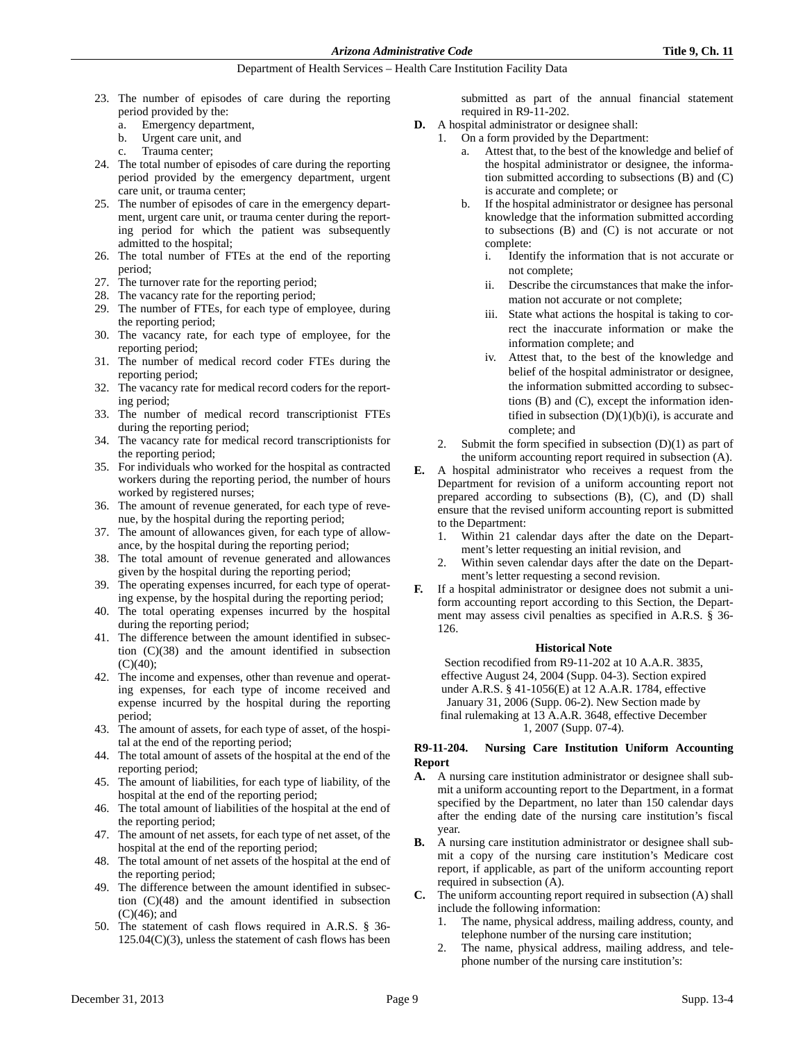23. The number of episodes of care during the reporting period provided by the:
    a. Emergency department,
    b. Urgent care unit, and
    c. Trauma center;
24. The total number of episodes of care during the reporting period provided by the emergency department, urgent care unit, or trauma center;
25. The number of episodes of care in the emergency department, urgent care unit, or trauma center during the reporting period for which the patient was subsequently admitted to the hospital;
26. The total number of FTEs at the end of the reporting period;
27. The turnover rate for the reporting period;
28. The vacancy rate for the reporting period;
29. The number of FTEs, for each type of employee, during the reporting period;
30. The vacancy rate, for each type of employee, for the reporting period;
31. The number of medical record coder FTEs during the reporting period;
32. The vacancy rate for medical record coders for the reporting period;
33. The number of medical record transcriptionist FTEs during the reporting period;
34. The vacancy rate for medical record transcriptionists for the reporting period;
35. For individuals who worked for the hospital as contracted workers during the reporting period, the number of hours worked by registered nurses;
36. The amount of revenue generated, for each type of revenue, by the hospital during the reporting period;
37. The amount of allowances given, for each type of allowance, by the hospital during the reporting period;
38. The total amount of revenue generated and allowances given by the hospital during the reporting period;
39. The operating expenses incurred, for each type of operating expense, by the hospital during the reporting period;
40. The total operating expenses incurred by the hospital during the reporting period;
41. The difference between the amount identified in subsection (C)(38) and the amount identified in subsection (C)(40);
42. The income and expenses, other than revenue and operating expenses, for each type of income received and expense incurred by the hospital during the reporting period;
43. The amount of assets, for each type of asset, of the hospital at the end of the reporting period;
44. The total amount of assets of the hospital at the end of the reporting period;
45. The amount of liabilities, for each type of liability, of the hospital at the end of the reporting period;
46. The total amount of liabilities of the hospital at the end of the reporting period;
47. The amount of net assets, for each type of net asset, of the hospital at the end of the reporting period;
48. The total amount of net assets of the hospital at the end of the reporting period;
49. The difference between the amount identified in subsection (C)(48) and the amount identified in subsection (C)(46); and
50. The statement of cash flows required in A.R.S. § 36-125.04(C)(3), unless the statement of cash flows has been submitted as part of the annual financial statement required in R9-11-202.

**D.** A hospital administrator or designee shall:
1. On a form provided by the Department:
    a. Attest that, to the best of the knowledge and belief of the hospital administrator or designee, the information submitted according to subsections (B) and (C) is accurate and complete; or
    b. If the hospital administrator or designee has personal knowledge that the information submitted according to subsections (B) and (C) is not accurate or not complete:
        i. Identify the information that is not accurate or not complete;
        ii. Describe the circumstances that make the information not accurate or not complete;
        iii. State what actions the hospital is taking to correct the inaccurate information or make the information complete; and
        iv. Attest that, to the best of the knowledge and belief of the hospital administrator or designee, the information submitted according to subsections (B) and (C), except the information identified in subsection (D)(1)(b)(i), is accurate and complete; and
2. Submit the form specified in subsection (D)(1) as part of the uniform accounting report required in subsection (A).

**E.** A hospital administrator who receives a request from the Department for revision of a uniform accounting report not prepared according to subsections (B), (C), and (D) shall ensure that the revised uniform accounting report is submitted to the Department:
1. Within 21 calendar days after the date on the Department's letter requesting an initial revision, and
2. Within seven calendar days after the date on the Department's letter requesting a second revision.

**F.** If a hospital administrator or designee does not submit a uniform accounting report according to this Section, the Department may assess civil penalties as specified in A.R.S. § 36-126.

**Historical Note**

Section recodified from R9-11-202 at 10 A.A.R. 3835, effective August 24, 2004 (Supp. 04-3). Section expired under A.R.S. § 41-1056(E) at 12 A.A.R. 1784, effective January 31, 2006 (Supp. 06-2). New Section made by final rulemaking at 13 A.A.R. 3648, effective December 1, 2007 (Supp. 07-4).

### R9-11-204. Nursing Care Institution Uniform Accounting Report

**A.** A nursing care institution administrator or designee shall submit a uniform accounting report to the Department, in a format specified by the Department, no later than 150 calendar days after the ending date of the nursing care institution's fiscal year.

**B.** A nursing care institution administrator or designee shall submit a copy of the nursing care institution's Medicare cost report, if applicable, as part of the uniform accounting report required in subsection (A).

**C.** The uniform accounting report required in subsection (A) shall include the following information:
1. The name, physical address, mailing address, county, and telephone number of the nursing care institution;
2. The name, physical address, mailing address, and telephone number of the nursing care institution's: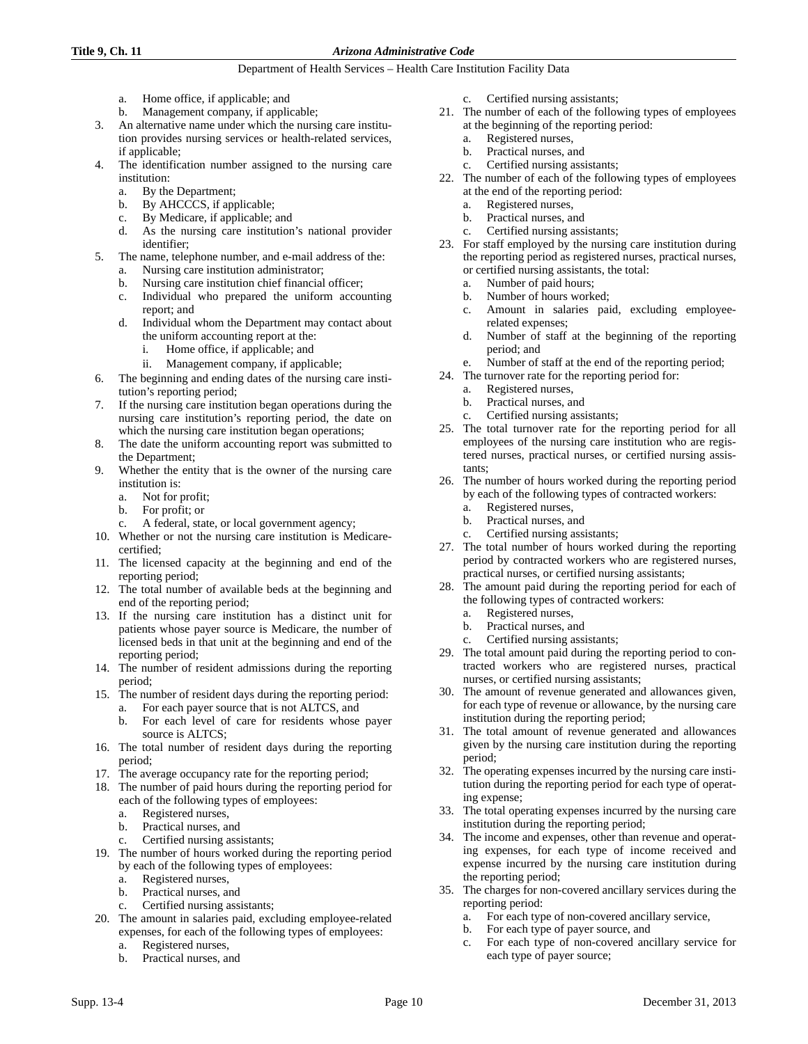a. Home office, if applicable; and
   b. Management company, if applicable;
3. An alternative name under which the nursing care institution provides nursing services or health-related services, if applicable;
4. The identification number assigned to the nursing care institution:
   a. By the Department;
   b. By AHCCCS, if applicable;
   c. By Medicare, if applicable; and
   d. As the nursing care institution's national provider identifier;
5. The name, telephone number, and e-mail address of the:
   a. Nursing care institution administrator;
   b. Nursing care institution chief financial officer;
   c. Individual who prepared the uniform accounting report; and
   d. Individual whom the Department may contact about the uniform accounting report at the:
      i. Home office, if applicable; and
      ii. Management company, if applicable;
6. The beginning and ending dates of the nursing care institution's reporting period;
7. If the nursing care institution began operations during the nursing care institution's reporting period, the date on which the nursing care institution began operations;
8. The date the uniform accounting report was submitted to the Department;
9. Whether the entity that is the owner of the nursing care institution is:
   a. Not for profit;
   b. For profit; or
   c. A federal, state, or local government agency;
10. Whether or not the nursing care institution is Medicare-certified;
11. The licensed capacity at the beginning and end of the reporting period;
12. The total number of available beds at the beginning and end of the reporting period;
13. If the nursing care institution has a distinct unit for patients whose payer source is Medicare, the number of licensed beds in that unit at the beginning and end of the reporting period;
14. The number of resident admissions during the reporting period;
15. The number of resident days during the reporting period:
   a. For each payer source that is not ALTCS, and
   b. For each level of care for residents whose payer source is ALTCS;
16. The total number of resident days during the reporting period;
17. The average occupancy rate for the reporting period;
18. The number of paid hours during the reporting period for each of the following types of employees:
   a. Registered nurses,
   b. Practical nurses, and
   c. Certified nursing assistants;
19. The number of hours worked during the reporting period by each of the following types of employees:
   a. Registered nurses,
   b. Practical nurses, and
   c. Certified nursing assistants;
20. The amount in salaries paid, excluding employee-related expenses, for each of the following types of employees:
   a. Registered nurses,
   b. Practical nurses, and
   c. Certified nursing assistants;
21. The number of each of the following types of employees at the beginning of the reporting period:
   a. Registered nurses,
   b. Practical nurses, and
   c. Certified nursing assistants;
22. The number of each of the following types of employees at the end of the reporting period:
   a. Registered nurses,
   b. Practical nurses, and
   c. Certified nursing assistants;
23. For staff employed by the nursing care institution during the reporting period as registered nurses, practical nurses, or certified nursing assistants, the total:
   a. Number of paid hours;
   b. Number of hours worked;
   c. Amount in salaries paid, excluding employee-related expenses;
   d. Number of staff at the beginning of the reporting period; and
   e. Number of staff at the end of the reporting period;
24. The turnover rate for the reporting period for:
   a. Registered nurses,
   b. Practical nurses, and
   c. Certified nursing assistants;
25. The total turnover rate for the reporting period for all employees of the nursing care institution who are registered nurses, practical nurses, or certified nursing assistants;
26. The number of hours worked during the reporting period by each of the following types of contracted workers:
   a. Registered nurses,
   b. Practical nurses, and
   c. Certified nursing assistants;
27. The total number of hours worked during the reporting period by contracted workers who are registered nurses, practical nurses, or certified nursing assistants;
28. The amount paid during the reporting period for each of the following types of contracted workers:
   a. Registered nurses,
   b. Practical nurses, and
   c. Certified nursing assistants;
29. The total amount paid during the reporting period to contracted workers who are registered nurses, practical nurses, or certified nursing assistants;
30. The amount of revenue generated and allowances given, for each type of revenue or allowance, by the nursing care institution during the reporting period;
31. The total amount of revenue generated and allowances given by the nursing care institution during the reporting period;
32. The operating expenses incurred by the nursing care institution during the reporting period for each type of operating expense;
33. The total operating expenses incurred by the nursing care institution during the reporting period;
34. The income and expenses, other than revenue and operating expenses, for each type of income received and expense incurred by the nursing care institution during the reporting period;
35. The charges for non-covered ancillary services during the reporting period:
   a. For each type of non-covered ancillary service,
   b. For each type of payer source, and
   c. For each type of non-covered ancillary service for each type of payer source;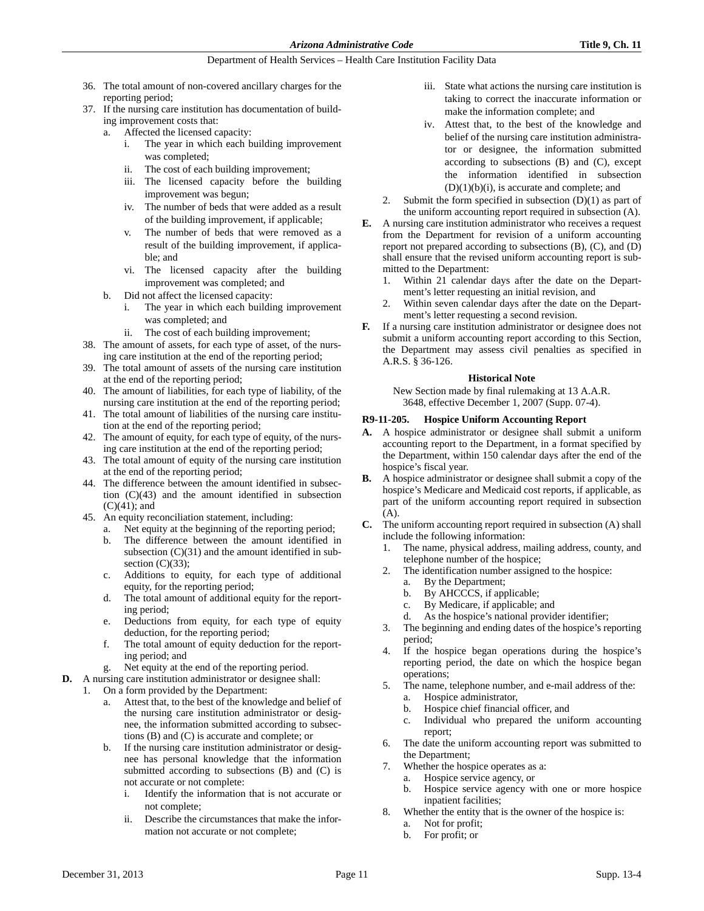36. The total amount of non-covered ancillary charges for the reporting period;
37. If the nursing care institution has documentation of building improvement costs that:
    a. Affected the licensed capacity:
        i. The year in which each building improvement was completed;
        ii. The cost of each building improvement;
        iii. The licensed capacity before the building improvement was begun;
        iv. The number of beds that were added as a result of the building improvement, if applicable;
        v. The number of beds that were removed as a result of the building improvement, if applicable; and
        vi. The licensed capacity after the building improvement was completed; and
    b. Did not affect the licensed capacity:
        i. The year in which each building improvement was completed; and
        ii. The cost of each building improvement;
38. The amount of assets, for each type of asset, of the nursing care institution at the end of the reporting period;
39. The total amount of assets of the nursing care institution at the end of the reporting period;
40. The amount of liabilities, for each type of liability, of the nursing care institution at the end of the reporting period;
41. The total amount of liabilities of the nursing care institution at the end of the reporting period;
42. The amount of equity, for each type of equity, of the nursing care institution at the end of the reporting period;
43. The total amount of equity of the nursing care institution at the end of the reporting period;
44. The difference between the amount identified in subsection (C)(43) and the amount identified in subsection (C)(41); and
45. An equity reconciliation statement, including:
    a. Net equity at the beginning of the reporting period;
    b. The difference between the amount identified in subsection (C)(31) and the amount identified in subsection (C)(33);
    c. Additions to equity, for each type of additional equity, for the reporting period;
    d. The total amount of additional equity for the reporting period;
    e. Deductions from equity, for each type of equity deduction, for the reporting period;
    f. The total amount of equity deduction for the reporting period; and
    g. Net equity at the end of the reporting period.

**D.** A nursing care institution administrator or designee shall:
1. On a form provided by the Department:
    a. Attest that, to the best of the knowledge and belief of the nursing care institution administrator or designee, the information submitted according to subsections (B) and (C) is accurate and complete; or
    b. If the nursing care institution administrator or designee has personal knowledge that the information submitted according to subsections (B) and (C) is not accurate or not complete:
        i. Identify the information that is not accurate or not complete;
        ii. Describe the circumstances that make the information not accurate or not complete;
        iii. State what actions the nursing care institution is taking to correct the inaccurate information or make the information complete; and
        iv. Attest that, to the best of the knowledge and belief of the nursing care institution administrator or designee, the information submitted according to subsections (B) and (C), except the information identified in subsection (D)(1)(b)(i), is accurate and complete; and
2. Submit the form specified in subsection (D)(1) as part of the uniform accounting report required in subsection (A).

**E.** A nursing care institution administrator who receives a request from the Department for revision of a uniform accounting report not prepared according to subsections (B), (C), and (D) shall ensure that the revised uniform accounting report is submitted to the Department:
1. Within 21 calendar days after the date on the Department's letter requesting an initial revision, and
2. Within seven calendar days after the date on the Department's letter requesting a second revision.

**F.** If a nursing care institution administrator or designee does not submit a uniform accounting report according to this Section, the Department may assess civil penalties as specified in A.R.S. § 36-126.

**Historical Note**

New Section made by final rulemaking at 13 A.A.R. 3648, effective December 1, 2007 (Supp. 07-4).

### R9-11-205. Hospice Uniform Accounting Report

**A.** A hospice administrator or designee shall submit a uniform accounting report to the Department, in a format specified by the Department, within 150 calendar days after the end of the hospice's fiscal year.

**B.** A hospice administrator or designee shall submit a copy of the hospice's Medicare and Medicaid cost reports, if applicable, as part of the uniform accounting report required in subsection (A).

**C.** The uniform accounting report required in subsection (A) shall include the following information:
1. The name, physical address, mailing address, county, and telephone number of the hospice;
2. The identification number assigned to the hospice:
    a. By the Department;
    b. By AHCCCS, if applicable;
    c. By Medicare, if applicable; and
    d. As the hospice's national provider identifier;
3. The beginning and ending dates of the hospice's reporting period;
4. If the hospice began operations during the hospice's reporting period, the date on which the hospice began operations;
5. The name, telephone number, and e-mail address of the:
    a. Hospice administrator,
    b. Hospice chief financial officer, and
    c. Individual who prepared the uniform accounting report;
6. The date the uniform accounting report was submitted to the Department;
7. Whether the hospice operates as a:
    a. Hospice service agency, or
    b. Hospice service agency with one or more hospice inpatient facilities;
8. Whether the entity that is the owner of the hospice is:
    a. Not for profit;
    b. For profit; or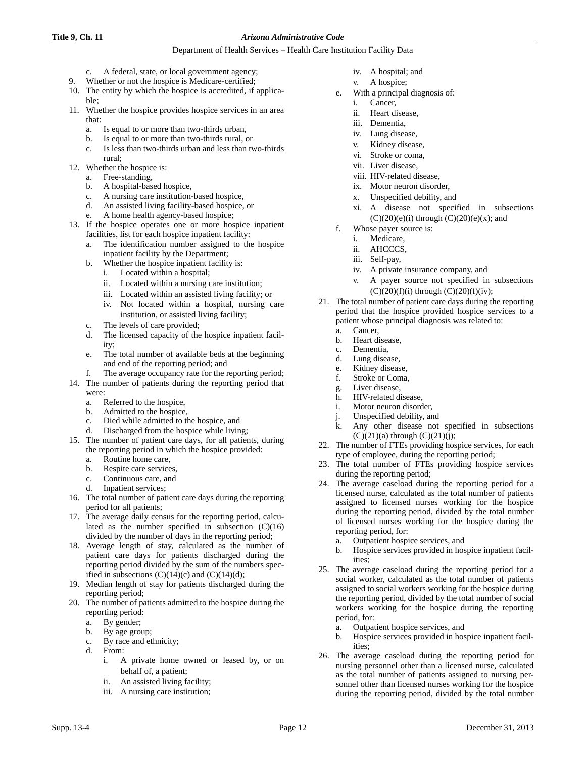c. A federal, state, or local government agency;
9. Whether or not the hospice is Medicare-certified;
10. The entity by which the hospice is accredited, if applicable;
11. Whether the hospice provides hospice services in an area that:
    a. Is equal to or more than two-thirds urban,
    b. Is equal to or more than two-thirds rural, or
    c. Is less than two-thirds urban and less than two-thirds rural;
12. Whether the hospice is:
    a. Free-standing,
    b. A hospital-based hospice,
    c. A nursing care institution-based hospice,
    d. An assisted living facility-based hospice, or
    e. A home health agency-based hospice;
13. If the hospice operates one or more hospice inpatient facilities, list for each hospice inpatient facility:
    a. The identification number assigned to the hospice inpatient facility by the Department;
    b. Whether the hospice inpatient facility is:
       i. Located within a hospital;
       ii. Located within a nursing care institution;
       iii. Located within an assisted living facility; or
       iv. Not located within a hospital, nursing care institution, or assisted living facility;
    c. The levels of care provided;
    d. The licensed capacity of the hospice inpatient facility;
    e. The total number of available beds at the beginning and end of the reporting period; and
    f. The average occupancy rate for the reporting period;
14. The number of patients during the reporting period that were:
    a. Referred to the hospice,
    b. Admitted to the hospice,
    c. Died while admitted to the hospice, and
    d. Discharged from the hospice while living;
15. The number of patient care days, for all patients, during the reporting period in which the hospice provided:
    a. Routine home care,
    b. Respite care services,
    c. Continuous care, and
    d. Inpatient services;
16. The total number of patient care days during the reporting period for all patients;
17. The average daily census for the reporting period, calculated as the number specified in subsection (C)(16) divided by the number of days in the reporting period;
18. Average length of stay, calculated as the number of patient care days for patients discharged during the reporting period divided by the sum of the numbers specified in subsections (C)(14)(c) and (C)(14)(d);
19. Median length of stay for patients discharged during the reporting period;
20. The number of patients admitted to the hospice during the reporting period:
    a. By gender;
    b. By age group;
    c. By race and ethnicity;
    d. From:
       i. A private home owned or leased by, or on behalf of, a patient;
       ii. An assisted living facility;
       iii. A nursing care institution;
       iv. A hospital; and
       v. A hospice;
    e. With a principal diagnosis of:
       i. Cancer,
       ii. Heart disease,
       iii. Dementia,
       iv. Lung disease,
       v. Kidney disease,
       vi. Stroke or coma,
       vii. Liver disease,
       viii. HIV-related disease,
       ix. Motor neuron disorder,
       x. Unspecified debility, and
       xi. A disease not specified in subsections (C)(20)(e)(i) through (C)(20)(e)(x); and
    f. Whose payer source is:
       i. Medicare,
       ii. AHCCCS,
       iii. Self-pay,
       iv. A private insurance company, and
       v. A payer source not specified in subsections (C)(20)(f)(i) through (C)(20)(f)(iv);
21. The total number of patient care days during the reporting period that the hospice provided hospice services to a patient whose principal diagnosis was related to:
    a. Cancer,
    b. Heart disease,
    c. Dementia,
    d. Lung disease,
    e. Kidney disease,
    f. Stroke or Coma,
    g. Liver disease,
    h. HIV-related disease,
    i. Motor neuron disorder,
    j. Unspecified debility, and
    k. Any other disease not specified in subsections (C)(21)(a) through (C)(21)(j);
22. The number of FTEs providing hospice services, for each type of employee, during the reporting period;
23. The total number of FTEs providing hospice services during the reporting period;
24. The average caseload during the reporting period for a licensed nurse, calculated as the total number of patients assigned to licensed nurses working for the hospice during the reporting period, divided by the total number of licensed nurses working for the hospice during the reporting period, for:
    a. Outpatient hospice services, and
    b. Hospice services provided in hospice inpatient facilities;
25. The average caseload during the reporting period for a social worker, calculated as the total number of patients assigned to social workers working for the hospice during the reporting period, divided by the total number of social workers working for the hospice during the reporting period, for:
    a. Outpatient hospice services, and
    b. Hospice services provided in hospice inpatient facilities;
26. The average caseload during the reporting period for nursing personnel other than a licensed nurse, calculated as the total number of patients assigned to nursing personnel other than licensed nurses working for the hospice during the reporting period, divided by the total number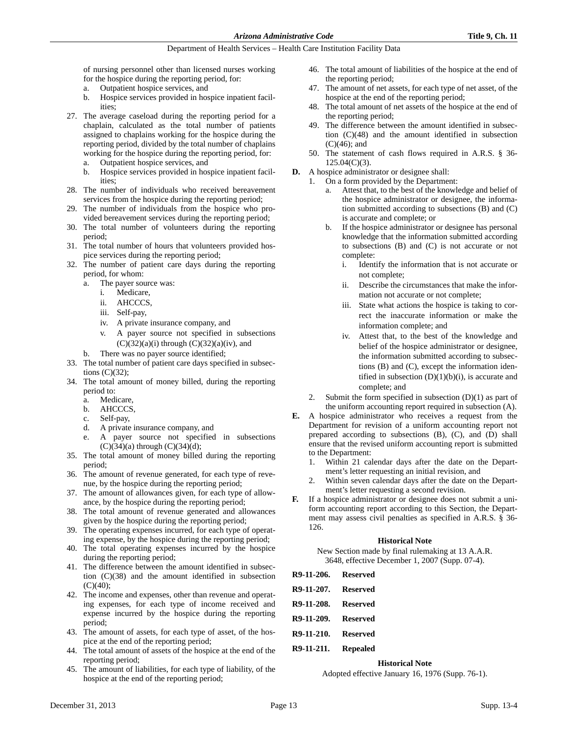of nursing personnel other than licensed nurses working for the hospice during the reporting period, for:

   a. Outpatient hospice services, and
   b. Hospice services provided in hospice inpatient facilities;

27. The average caseload during the reporting period for a chaplain, calculated as the total number of patients assigned to chaplains working for the hospice during the reporting period, divided by the total number of chaplains working for the hospice during the reporting period, for:
   a. Outpatient hospice services, and
   b. Hospice services provided in hospice inpatient facilities;
28. The number of individuals who received bereavement services from the hospice during the reporting period;
29. The number of individuals from the hospice who provided bereavement services during the reporting period;
30. The total number of volunteers during the reporting period;
31. The total number of hours that volunteers provided hospice services during the reporting period;
32. The number of patient care days during the reporting period, for whom:
   a. The payer source was:
      i. Medicare,
      ii. AHCCCS,
      iii. Self-pay,
      iv. A private insurance company, and
      v. A payer source not specified in subsections (C)(32)(a)(i) through (C)(32)(a)(iv), and
   b. There was no payer source identified;
33. The total number of patient care days specified in subsections (C)(32);
34. The total amount of money billed, during the reporting period to:
   a. Medicare,
   b. AHCCCS,
   c. Self-pay,
   d. A private insurance company, and
   e. A payer source not specified in subsections (C)(34)(a) through (C)(34)(d);
35. The total amount of money billed during the reporting period;
36. The amount of revenue generated, for each type of revenue, by the hospice during the reporting period;
37. The amount of allowances given, for each type of allowance, by the hospice during the reporting period;
38. The total amount of revenue generated and allowances given by the hospice during the reporting period;
39. The operating expenses incurred, for each type of operating expense, by the hospice during the reporting period;
40. The total operating expenses incurred by the hospice during the reporting period;
41. The difference between the amount identified in subsection (C)(38) and the amount identified in subsection (C)(40);
42. The income and expenses, other than revenue and operating expenses, for each type of income received and expense incurred by the hospice during the reporting period;
43. The amount of assets, for each type of asset, of the hospice at the end of the reporting period;
44. The total amount of assets of the hospice at the end of the reporting period;
45. The amount of liabilities, for each type of liability, of the hospice at the end of the reporting period;
46. The total amount of liabilities of the hospice at the end of the reporting period;
47. The amount of net assets, for each type of net asset, of the hospice at the end of the reporting period;
48. The total amount of net assets of the hospice at the end of the reporting period;
49. The difference between the amount identified in subsection (C)(48) and the amount identified in subsection (C)(46); and
50. The statement of cash flows required in A.R.S. § 36-125.04(C)(3).

**D.** A hospice administrator or designee shall:

1. On a form provided by the Department:
   a. Attest that, to the best of the knowledge and belief of the hospice administrator or designee, the information submitted according to subsections (B) and (C) is accurate and complete; or
   b. If the hospice administrator or designee has personal knowledge that the information submitted according to subsections (B) and (C) is not accurate or not complete:
      i. Identify the information that is not accurate or not complete;
      ii. Describe the circumstances that make the information not accurate or not complete;
      iii. State what actions the hospice is taking to correct the inaccurate information or make the information complete; and
      iv. Attest that, to the best of the knowledge and belief of the hospice administrator or designee, the information submitted according to subsections (B) and (C), except the information identified in subsection (D)(1)(b)(i), is accurate and complete; and
2. Submit the form specified in subsection (D)(1) as part of the uniform accounting report required in subsection (A).

**E.** A hospice administrator who receives a request from the Department for revision of a uniform accounting report not prepared according to subsections (B), (C), and (D) shall ensure that the revised uniform accounting report is submitted to the Department:

1. Within 21 calendar days after the date on the Department's letter requesting an initial revision, and
2. Within seven calendar days after the date on the Department's letter requesting a second revision.

**F.** If a hospice administrator or designee does not submit a uniform accounting report according to this Section, the Department may assess civil penalties as specified in A.R.S. § 36-126.

**Historical Note**

New Section made by final rulemaking at 13 A.A.R. 3648, effective December 1, 2007 (Supp. 07-4).

**R9-11-206. Reserved**

**R9-11-207. Reserved**

**R9-11-208. Reserved**

**R9-11-209. Reserved**

**R9-11-210. Reserved**

**R9-11-211. Repealed**

**Historical Note**

Adopted effective January 16, 1976 (Supp. 76-1).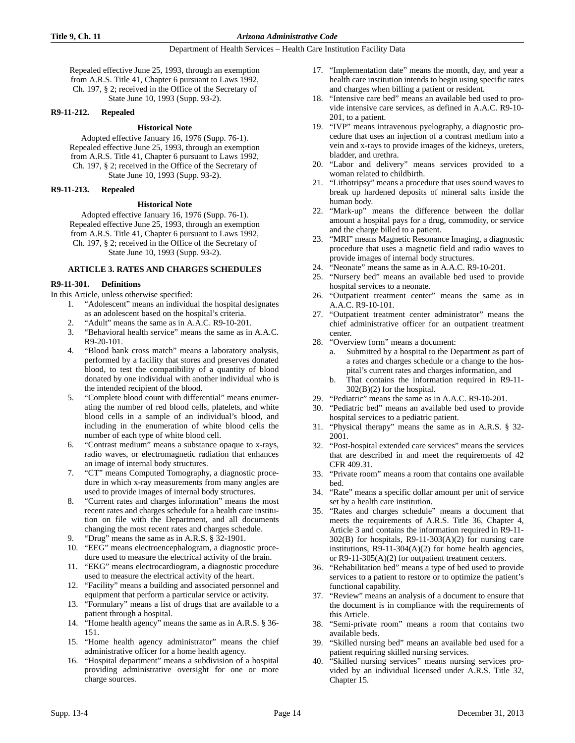Repealed effective June 25, 1993, through an exemption from A.R.S. Title 41, Chapter 6 pursuant to Laws 1992, Ch. 197, § 2; received in the Office of the Secretary of State June 10, 1993 (Supp. 93-2).

### R9-11-212. Repealed

**Historical Note**

Adopted effective January 16, 1976 (Supp. 76-1). Repealed effective June 25, 1993, through an exemption from A.R.S. Title 41, Chapter 6 pursuant to Laws 1992, Ch. 197, § 2; received in the Office of the Secretary of State June 10, 1993 (Supp. 93-2).

### R9-11-213. Repealed

**Historical Note**

Adopted effective January 16, 1976 (Supp. 76-1). Repealed effective June 25, 1993, through an exemption from A.R.S. Title 41, Chapter 6 pursuant to Laws 1992, Ch. 197, § 2; received in the Office of the Secretary of State June 10, 1993 (Supp. 93-2).

## ARTICLE 3. RATES AND CHARGES SCHEDULES

### R9-11-301. Definitions

In this Article, unless otherwise specified:

1. "Adolescent" means an individual the hospital designates as an adolescent based on the hospital's criteria.
2. "Adult" means the same as in A.A.C. R9-10-201.
3. "Behavioral health service" means the same as in A.A.C. R9-20-101.
4. "Blood bank cross match" means a laboratory analysis, performed by a facility that stores and preserves donated blood, to test the compatibility of a quantity of blood donated by one individual with another individual who is the intended recipient of the blood.
5. "Complete blood count with differential" means enumerating the number of red blood cells, platelets, and white blood cells in a sample of an individual's blood, and including in the enumeration of white blood cells the number of each type of white blood cell.
6. "Contrast medium" means a substance opaque to x-rays, radio waves, or electromagnetic radiation that enhances an image of internal body structures.
7. "CT" means Computed Tomography, a diagnostic procedure in which x-ray measurements from many angles are used to provide images of internal body structures.
8. "Current rates and charges information" means the most recent rates and charges schedule for a health care institution on file with the Department, and all documents changing the most recent rates and charges schedule.
9. "Drug" means the same as in A.R.S. § 32-1901.
10. "EEG" means electroencephalogram, a diagnostic procedure used to measure the electrical activity of the brain.
11. "EKG" means electrocardiogram, a diagnostic procedure used to measure the electrical activity of the heart.
12. "Facility" means a building and associated personnel and equipment that perform a particular service or activity.
13. "Formulary" means a list of drugs that are available to a patient through a hospital.
14. "Home health agency" means the same as in A.R.S. § 36-151.
15. "Home health agency administrator" means the chief administrative officer for a home health agency.
16. "Hospital department" means a subdivision of a hospital providing administrative oversight for one or more charge sources.
17. "Implementation date" means the month, day, and year a health care institution intends to begin using specific rates and charges when billing a patient or resident.
18. "Intensive care bed" means an available bed used to provide intensive care services, as defined in A.A.C. R9-10-201, to a patient.
19. "IVP" means intravenous pyelography, a diagnostic procedure that uses an injection of a contrast medium into a vein and x-rays to provide images of the kidneys, ureters, bladder, and urethra.
20. "Labor and delivery" means services provided to a woman related to childbirth.
21. "Lithotripsy" means a procedure that uses sound waves to break up hardened deposits of mineral salts inside the human body.
22. "Mark-up" means the difference between the dollar amount a hospital pays for a drug, commodity, or service and the charge billed to a patient.
23. "MRI" means Magnetic Resonance Imaging, a diagnostic procedure that uses a magnetic field and radio waves to provide images of internal body structures.
24. "Neonate" means the same as in A.A.C. R9-10-201.
25. "Nursery bed" means an available bed used to provide hospital services to a neonate.
26. "Outpatient treatment center" means the same as in A.A.C. R9-10-101.
27. "Outpatient treatment center administrator" means the chief administrative officer for an outpatient treatment center.
28. "Overview form" means a document:
    a. Submitted by a hospital to the Department as part of a rates and charges schedule or a change to the hospital's current rates and charges information, and
    b. That contains the information required in R9-11-302(B)(2) for the hospital.
29. "Pediatric" means the same as in A.A.C. R9-10-201.
30. "Pediatric bed" means an available bed used to provide hospital services to a pediatric patient.
31. "Physical therapy" means the same as in A.R.S. § 32-2001.
32. "Post-hospital extended care services" means the services that are described in and meet the requirements of 42 CFR 409.31.
33. "Private room" means a room that contains one available bed.
34. "Rate" means a specific dollar amount per unit of service set by a health care institution.
35. "Rates and charges schedule" means a document that meets the requirements of A.R.S. Title 36, Chapter 4, Article 3 and contains the information required in R9-11-302(B) for hospitals, R9-11-303(A)(2) for nursing care institutions, R9-11-304(A)(2) for home health agencies, or R9-11-305(A)(2) for outpatient treatment centers.
36. "Rehabilitation bed" means a type of bed used to provide services to a patient to restore or to optimize the patient's functional capability.
37. "Review" means an analysis of a document to ensure that the document is in compliance with the requirements of this Article.
38. "Semi-private room" means a room that contains two available beds.
39. "Skilled nursing bed" means an available bed used for a patient requiring skilled nursing services.
40. "Skilled nursing services" means nursing services provided by an individual licensed under A.R.S. Title 32, Chapter 15.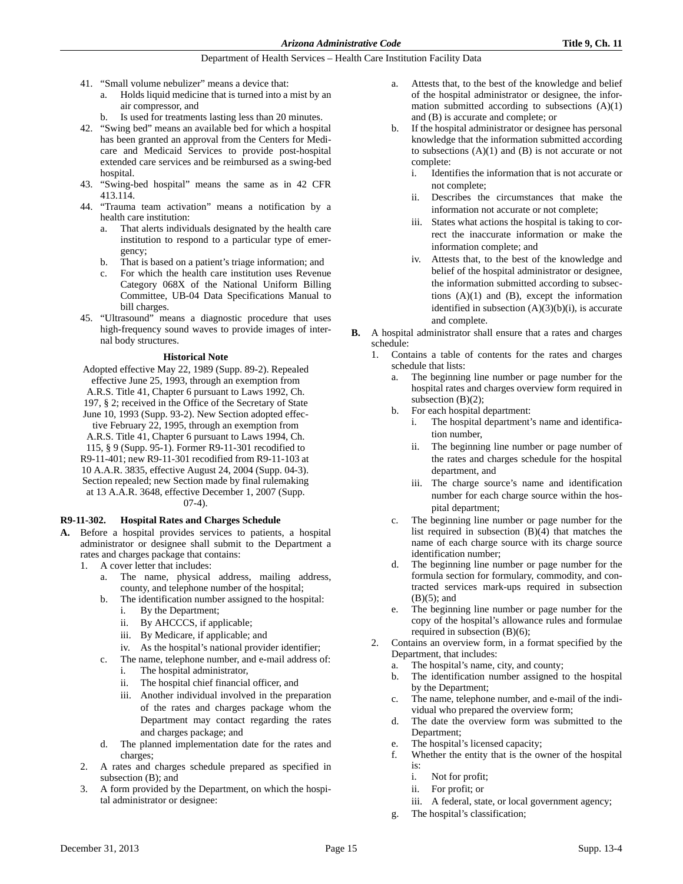41. "Small volume nebulizer" means a device that:
    a. Holds liquid medicine that is turned into a mist by an air compressor, and
    b. Is used for treatments lasting less than 20 minutes.
42. "Swing bed" means an available bed for which a hospital has been granted an approval from the Centers for Medicare and Medicaid Services to provide post-hospital extended care services and be reimbursed as a swing-bed hospital.
43. "Swing-bed hospital" means the same as in 42 CFR 413.114.
44. "Trauma team activation" means a notification by a health care institution:
    a. That alerts individuals designated by the health care institution to respond to a particular type of emergency;
    b. That is based on a patient's triage information; and
    c. For which the health care institution uses Revenue Category 068X of the National Uniform Billing Committee, UB-04 Data Specifications Manual to bill charges.
45. "Ultrasound" means a diagnostic procedure that uses high-frequency sound waves to provide images of internal body structures.

**Historical Note**

Adopted effective May 22, 1989 (Supp. 89-2). Repealed effective June 25, 1993, through an exemption from A.R.S. Title 41, Chapter 6 pursuant to Laws 1992, Ch. 197, § 2; received in the Office of the Secretary of State June 10, 1993 (Supp. 93-2). New Section adopted effective February 22, 1995, through an exemption from A.R.S. Title 41, Chapter 6 pursuant to Laws 1994, Ch. 115, § 9 (Supp. 95-1). Former R9-11-301 recodified to R9-11-401; new R9-11-301 recodified from R9-11-103 at 10 A.A.R. 3835, effective August 24, 2004 (Supp. 04-3). Section repealed; new Section made by final rulemaking at 13 A.A.R. 3648, effective December 1, 2007 (Supp. 07-4).

**R9-11-302. Hospital Rates and Charges Schedule**

**A.** Before a hospital provides services to patients, a hospital administrator or designee shall submit to the Department a rates and charges package that contains:
1. A cover letter that includes:
    a. The name, physical address, mailing address, county, and telephone number of the hospital;
    b. The identification number assigned to the hospital:
        i. By the Department;
        ii. By AHCCCS, if applicable;
        iii. By Medicare, if applicable; and
        iv. As the hospital's national provider identifier;
    c. The name, telephone number, and e-mail address of:
        i. The hospital administrator,
        ii. The hospital chief financial officer, and
        iii. Another individual involved in the preparation of the rates and charges package whom the Department may contact regarding the rates and charges package; and
    d. The planned implementation date for the rates and charges;
2. A rates and charges schedule prepared as specified in subsection (B); and
3. A form provided by the Department, on which the hospital administrator or designee:
    a. Attests that, to the best of the knowledge and belief of the hospital administrator or designee, the information submitted according to subsections (A)(1) and (B) is accurate and complete; or
    b. If the hospital administrator or designee has personal knowledge that the information submitted according to subsections (A)(1) and (B) is not accurate or not complete:
        i. Identifies the information that is not accurate or not complete;
        ii. Describes the circumstances that make the information not accurate or not complete;
        iii. States what actions the hospital is taking to correct the inaccurate information or make the information complete; and
        iv. Attests that, to the best of the knowledge and belief of the hospital administrator or designee, the information submitted according to subsections (A)(1) and (B), except the information identified in subsection (A)(3)(b)(i), is accurate and complete.

**B.** A hospital administrator shall ensure that a rates and charges schedule:
1. Contains a table of contents for the rates and charges schedule that lists:
    a. The beginning line number or page number for the hospital rates and charges overview form required in subsection (B)(2);
    b. For each hospital department:
        i. The hospital department's name and identification number,
        ii. The beginning line number or page number of the rates and charges schedule for the hospital department, and
        iii. The charge source's name and identification number for each charge source within the hospital department;
    c. The beginning line number or page number for the list required in subsection (B)(4) that matches the name of each charge source with its charge source identification number;
    d. The beginning line number or page number for the formula section for formulary, commodity, and contracted services mark-ups required in subsection (B)(5); and
    e. The beginning line number or page number for the copy of the hospital's allowance rules and formulae required in subsection (B)(6);
2. Contains an overview form, in a format specified by the Department, that includes:
    a. The hospital's name, city, and county;
    b. The identification number assigned to the hospital by the Department;
    c. The name, telephone number, and e-mail of the individual who prepared the overview form;
    d. The date the overview form was submitted to the Department;
    e. The hospital's licensed capacity;
    f. Whether the entity that is the owner of the hospital is:
        i. Not for profit;
        ii. For profit; or
        iii. A federal, state, or local government agency;
    g. The hospital's classification;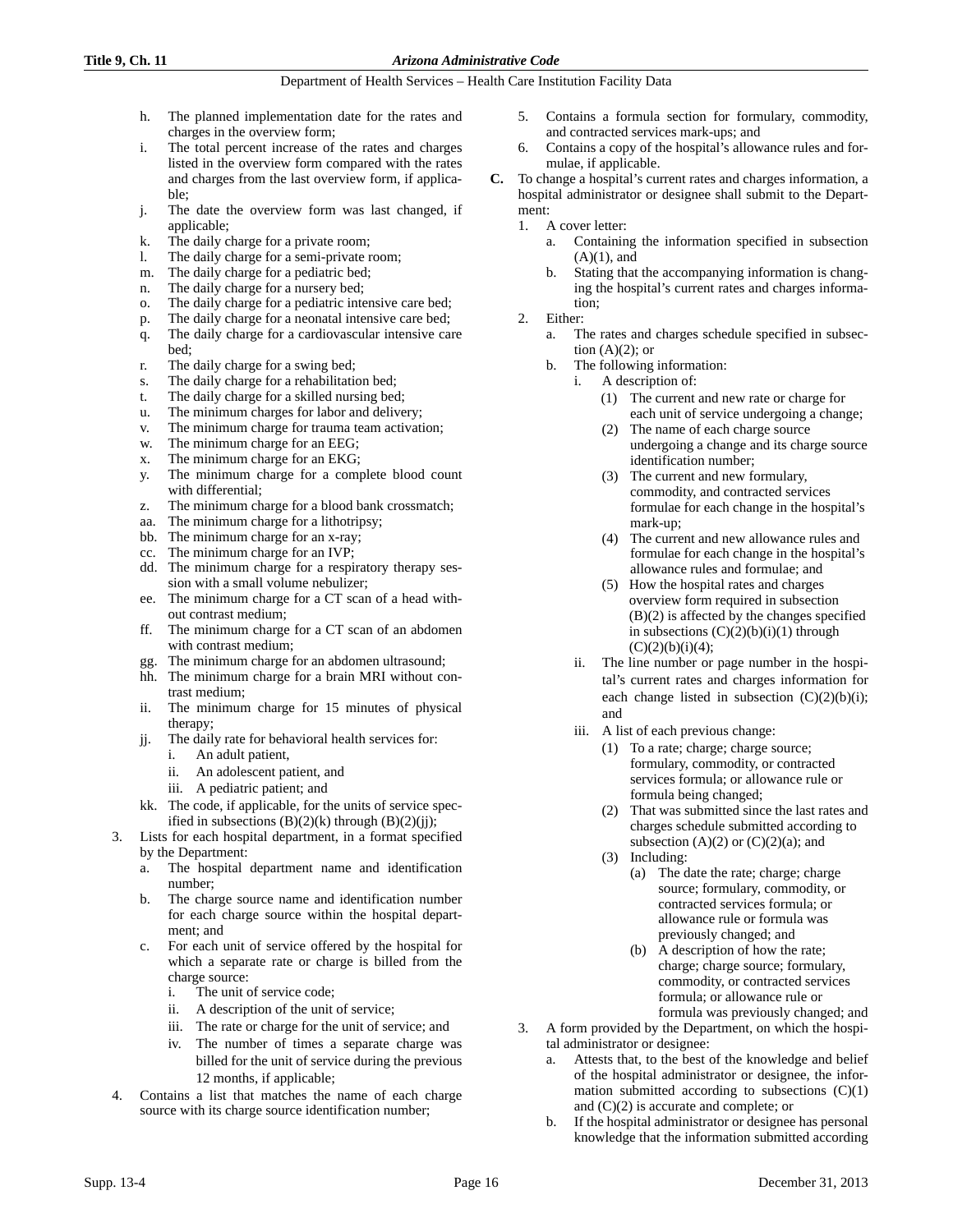h. The planned implementation date for the rates and charges in the overview form;
i. The total percent increase of the rates and charges listed in the overview form compared with the rates and charges from the last overview form, if applicable;
j. The date the overview form was last changed, if applicable;
k. The daily charge for a private room;
l. The daily charge for a semi-private room;
m. The daily charge for a pediatric bed;
n. The daily charge for a nursery bed;
o. The daily charge for a pediatric intensive care bed;
p. The daily charge for a neonatal intensive care bed;
q. The daily charge for a cardiovascular intensive care bed;
r. The daily charge for a swing bed;
s. The daily charge for a rehabilitation bed;
t. The daily charge for a skilled nursing bed;
u. The minimum charges for labor and delivery;
v. The minimum charge for trauma team activation;
w. The minimum charge for an EEG;
x. The minimum charge for an EKG;
y. The minimum charge for a complete blood count with differential;
z. The minimum charge for a blood bank crossmatch;
aa. The minimum charge for a lithotripsy;
bb. The minimum charge for an x-ray;
cc. The minimum charge for an IVP;
dd. The minimum charge for a respiratory therapy session with a small volume nebulizer;
ee. The minimum charge for a CT scan of a head without contrast medium;
ff. The minimum charge for a CT scan of an abdomen with contrast medium;
gg. The minimum charge for an abdomen ultrasound;
hh. The minimum charge for a brain MRI without contrast medium;
ii. The minimum charge for 15 minutes of physical therapy;
jj. The daily rate for behavioral health services for:
   i. An adult patient,
   ii. An adolescent patient, and
   iii. A pediatric patient; and
kk. The code, if applicable, for the units of service specified in subsections (B)(2)(k) through (B)(2)(jj);

3. Lists for each hospital department, in a format specified by the Department:
   a. The hospital department name and identification number;
   b. The charge source name and identification number for each charge source within the hospital department; and
   c. For each unit of service offered by the hospital for which a separate rate or charge is billed from the charge source:
      i. The unit of service code;
      ii. A description of the unit of service;
      iii. The rate or charge for the unit of service; and
      iv. The number of times a separate charge was billed for the unit of service during the previous 12 months, if applicable;
4. Contains a list that matches the name of each charge source with its charge source identification number;
5. Contains a formula section for formulary, commodity, and contracted services mark-ups; and
6. Contains a copy of the hospital's allowance rules and formulae, if applicable.

**C.** To change a hospital's current rates and charges information, a hospital administrator or designee shall submit to the Department:

1. A cover letter:
   a. Containing the information specified in subsection (A)(1), and
   b. Stating that the accompanying information is changing the hospital's current rates and charges information;
2. Either:
   a. The rates and charges schedule specified in subsection (A)(2); or
   b. The following information:
      i. A description of:
         (1) The current and new rate or charge for each unit of service undergoing a change;
         (2) The name of each charge source undergoing a change and its charge source identification number;
         (3) The current and new formulary, commodity, and contracted services formulae for each change in the hospital's mark-up;
         (4) The current and new allowance rules and formulae for each change in the hospital's allowance rules and formulae; and
         (5) How the hospital rates and charges overview form required in subsection (B)(2) is affected by the changes specified in subsections (C)(2)(b)(i)(1) through (C)(2)(b)(i)(4);
      ii. The line number or page number in the hospital's current rates and charges information for each change listed in subsection (C)(2)(b)(i); and
      iii. A list of each previous change:
         (1) To a rate; charge; charge source; formulary, commodity, or contracted services formula; or allowance rule or formula being changed;
         (2) That was submitted since the last rates and charges schedule submitted according to subsection (A)(2) or (C)(2)(a); and
         (3) Including:
            (a) The date the rate; charge; charge source; formulary, commodity, or contracted services formula; or allowance rule or formula was previously changed; and
            (b) A description of how the rate; charge; charge source; formulary, commodity, or contracted services formula; or allowance rule or formula was previously changed; and
3. A form provided by the Department, on which the hospital administrator or designee:
   a. Attests that, to the best of the knowledge and belief of the hospital administrator or designee, the information submitted according to subsections (C)(1) and (C)(2) is accurate and complete; or
   b. If the hospital administrator or designee has personal knowledge that the information submitted according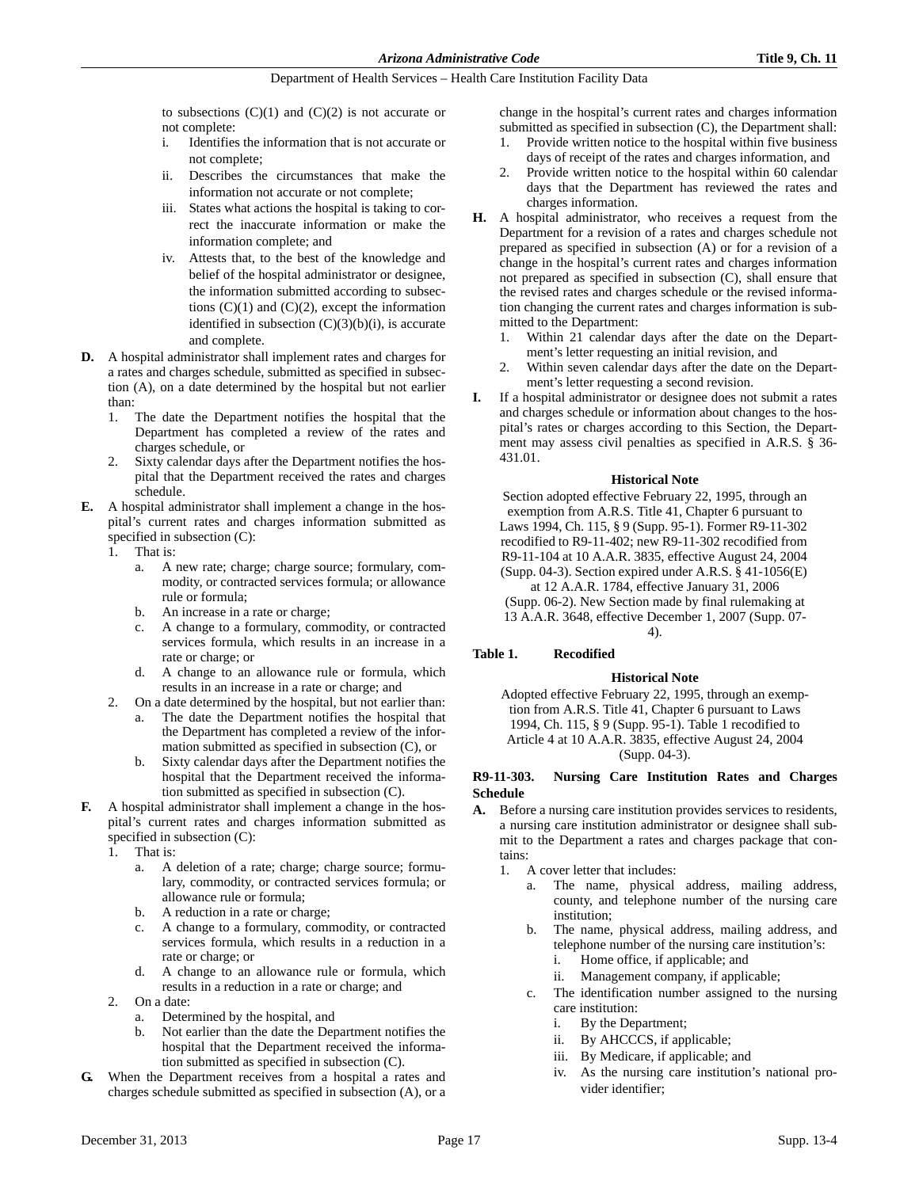to subsections (C)(1) and (C)(2) is not accurate or not complete:

   i. Identifies the information that is not accurate or not complete;
   ii. Describes the circumstances that make the information not accurate or not complete;
   iii. States what actions the hospital is taking to correct the inaccurate information or make the information complete; and
   iv. Attests that, to the best of the knowledge and belief of the hospital administrator or designee, the information submitted according to subsections (C)(1) and (C)(2), except the information identified in subsection (C)(3)(b)(i), is accurate and complete.

**D.** A hospital administrator shall implement rates and charges for a rates and charges schedule, submitted as specified in subsection (A), on a date determined by the hospital but not earlier than:

1. The date the Department notifies the hospital that the Department has completed a review of the rates and charges schedule, or
2. Sixty calendar days after the Department notifies the hospital that the Department received the rates and charges schedule.

**E.** A hospital administrator shall implement a change in the hospital's current rates and charges information submitted as specified in subsection (C):

1. That is:
   a. A new rate; charge; charge source; formulary, commodity, or contracted services formula; or allowance rule or formula;
   b. An increase in a rate or charge;
   c. A change to a formulary, commodity, or contracted services formula, which results in an increase in a rate or charge; or
   d. A change to an allowance rule or formula, which results in an increase in a rate or charge; and
2. On a date determined by the hospital, but not earlier than:
   a. The date the Department notifies the hospital that the Department has completed a review of the information submitted as specified in subsection (C), or
   b. Sixty calendar days after the Department notifies the hospital that the Department received the information submitted as specified in subsection (C).

**F.** A hospital administrator shall implement a change in the hospital's current rates and charges information submitted as specified in subsection (C):

1. That is:
   a. A deletion of a rate; charge; charge source; formulary, commodity, or contracted services formula; or allowance rule or formula;
   b. A reduction in a rate or charge;
   c. A change to a formulary, commodity, or contracted services formula, which results in a reduction in a rate or charge; or
   d. A change to an allowance rule or formula, which results in a reduction in a rate or charge; and
2. On a date:
   a. Determined by the hospital, and
   b. Not earlier than the date the Department notifies the hospital that the Department received the information submitted as specified in subsection (C).

**G.** When the Department receives from a hospital a rates and charges schedule submitted as specified in subsection (A), or a change in the hospital's current rates and charges information submitted as specified in subsection (C), the Department shall:

1. Provide written notice to the hospital within five business days of receipt of the rates and charges information, and
2. Provide written notice to the hospital within 60 calendar days that the Department has reviewed the rates and charges information.

**H.** A hospital administrator, who receives a request from the Department for a revision of a rates and charges schedule not prepared as specified in subsection (A) or for a revision of a change in the hospital's current rates and charges information not prepared as specified in subsection (C), shall ensure that the revised rates and charges schedule or the revised information changing the current rates and charges information is submitted to the Department:

1. Within 21 calendar days after the date on the Department's letter requesting an initial revision, and
2. Within seven calendar days after the date on the Department's letter requesting a second revision.

**I.** If a hospital administrator or designee does not submit a rates and charges schedule or information about changes to the hospital's rates or charges according to this Section, the Department may assess civil penalties as specified in A.R.S. § 36-431.01.

**Historical Note**

Section adopted effective February 22, 1995, through an exemption from A.R.S. Title 41, Chapter 6 pursuant to Laws 1994, Ch. 115, § 9 (Supp. 95-1). Former R9-11-302 recodified to R9-11-402; new R9-11-302 recodified from R9-11-104 at 10 A.A.R. 3835, effective August 24, 2004 (Supp. 04-3). Section expired under A.R.S. § 41-1056(E) at 12 A.A.R. 1784, effective January 31, 2006 (Supp. 06-2). New Section made by final rulemaking at 13 A.A.R. 3648, effective December 1, 2007 (Supp. 07-4).

**Table 1. Recodified**

**Historical Note**

Adopted effective February 22, 1995, through an exemption from A.R.S. Title 41, Chapter 6 pursuant to Laws 1994, Ch. 115, § 9 (Supp. 95-1). Table 1 recodified to Article 4 at 10 A.A.R. 3835, effective August 24, 2004 (Supp. 04-3).

### R9-11-303. Nursing Care Institution Rates and Charges Schedule

**A.** Before a nursing care institution provides services to residents, a nursing care institution administrator or designee shall submit to the Department a rates and charges package that contains:

1. A cover letter that includes:
   a. The name, physical address, mailing address, county, and telephone number of the nursing care institution;
   b. The name, physical address, mailing address, and telephone number of the nursing care institution's:
      i. Home office, if applicable; and
      ii. Management company, if applicable;
   c. The identification number assigned to the nursing care institution:
      i. By the Department;
      ii. By AHCCCS, if applicable;
      iii. By Medicare, if applicable; and
      iv. As the nursing care institution's national provider identifier;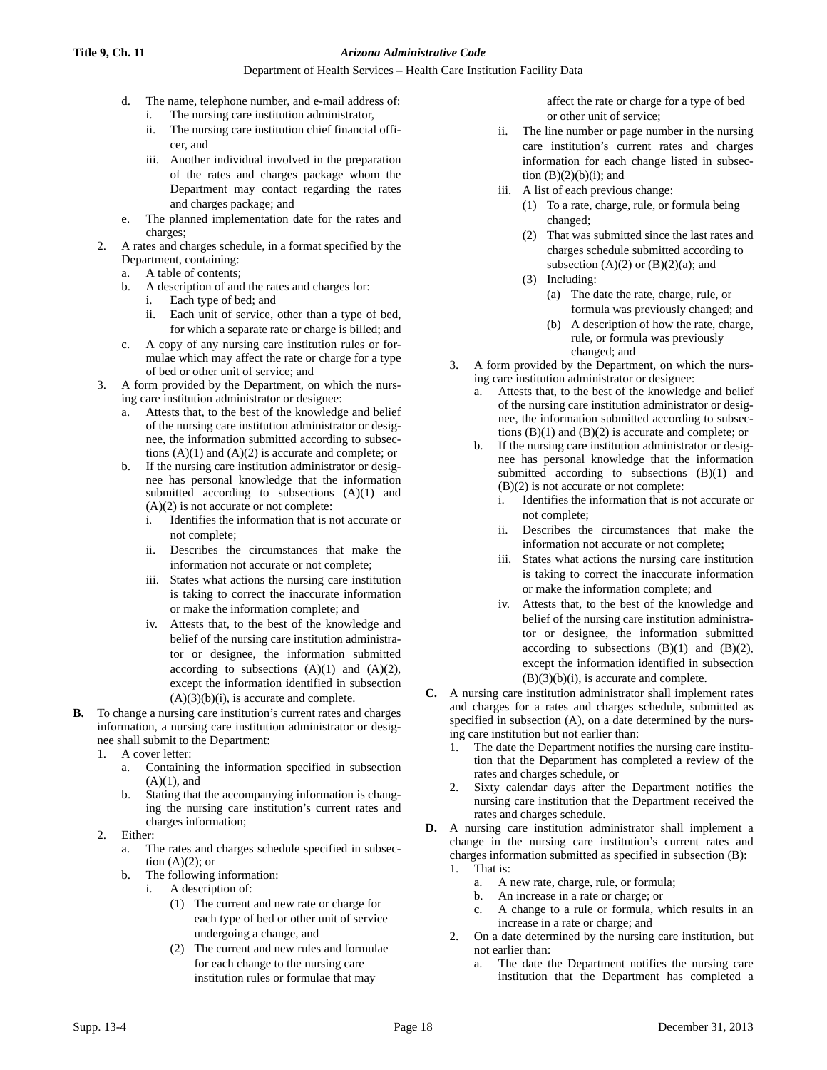d. The name, telephone number, and e-mail address of:
   i. The nursing care institution administrator,
   ii. The nursing care institution chief financial officer, and
   iii. Another individual involved in the preparation of the rates and charges package whom the Department may contact regarding the rates and charges package; and
e. The planned implementation date for the rates and charges;

2. A rates and charges schedule, in a format specified by the Department, containing:
   a. A table of contents;
   b. A description of and the rates and charges for:
      i. Each type of bed; and
      ii. Each unit of service, other than a type of bed, for which a separate rate or charge is billed; and
   c. A copy of any nursing care institution rules or formulae which may affect the rate or charge for a type of bed or other unit of service; and

3. A form provided by the Department, on which the nursing care institution administrator or designee:
   a. Attests that, to the best of the knowledge and belief of the nursing care institution administrator or designee, the information submitted according to subsections (A)(1) and (A)(2) is accurate and complete; or
   b. If the nursing care institution administrator or designee has personal knowledge that the information submitted according to subsections (A)(1) and (A)(2) is not accurate or not complete:
      i. Identifies the information that is not accurate or not complete;
      ii. Describes the circumstances that make the information not accurate or not complete;
      iii. States what actions the nursing care institution is taking to correct the inaccurate information or make the information complete; and
      iv. Attests that, to the best of the knowledge and belief of the nursing care institution administrator or designee, the information submitted according to subsections (A)(1) and (A)(2), except the information identified in subsection (A)(3)(b)(i), is accurate and complete.

**B.** To change a nursing care institution's current rates and charges information, a nursing care institution administrator or designee shall submit to the Department:

1. A cover letter:
   a. Containing the information specified in subsection (A)(1), and
   b. Stating that the accompanying information is changing the nursing care institution's current rates and charges information;

2. Either:
   a. The rates and charges schedule specified in subsection (A)(2); or
   b. The following information:
      i. A description of:
         (1) The current and new rate or charge for each type of bed or other unit of service undergoing a change, and
         (2) The current and new rules and formulae for each change to the nursing care institution rules or formulae that may affect the rate or charge for a type of bed or other unit of service;
      ii. The line number or page number in the nursing care institution's current rates and charges information for each change listed in subsection (B)(2)(b)(i); and
      iii. A list of each previous change:
         (1) To a rate, charge, rule, or formula being changed;
         (2) That was submitted since the last rates and charges schedule submitted according to subsection (A)(2) or (B)(2)(a); and
         (3) Including:
            (a) The date the rate, charge, rule, or formula was previously changed; and
            (b) A description of how the rate, charge, rule, or formula was previously changed; and

3. A form provided by the Department, on which the nursing care institution administrator or designee:
   a. Attests that, to the best of the knowledge and belief of the nursing care institution administrator or designee, the information submitted according to subsections (B)(1) and (B)(2) is accurate and complete; or
   b. If the nursing care institution administrator or designee has personal knowledge that the information submitted according to subsections (B)(1) and (B)(2) is not accurate or not complete:
      i. Identifies the information that is not accurate or not complete;
      ii. Describes the circumstances that make the information not accurate or not complete;
      iii. States what actions the nursing care institution is taking to correct the inaccurate information or make the information complete; and
      iv. Attests that, to the best of the knowledge and belief of the nursing care institution administrator or designee, the information submitted according to subsections (B)(1) and (B)(2), except the information identified in subsection (B)(3)(b)(i), is accurate and complete.

**C.** A nursing care institution administrator shall implement rates and charges for a rates and charges schedule, submitted as specified in subsection (A), on a date determined by the nursing care institution but not earlier than:

1. The date the Department notifies the nursing care institution that the Department has completed a review of the rates and charges schedule, or
2. Sixty calendar days after the Department notifies the nursing care institution that the Department received the rates and charges schedule.

**D.** A nursing care institution administrator shall implement a change in the nursing care institution's current rates and charges information submitted as specified in subsection (B):

1. That is:
   a. A new rate, charge, rule, or formula;
   b. An increase in a rate or charge; or
   c. A change to a rule or formula, which results in an increase in a rate or charge; and
2. On a date determined by the nursing care institution, but not earlier than:
   a. The date the Department notifies the nursing care institution that the Department has completed a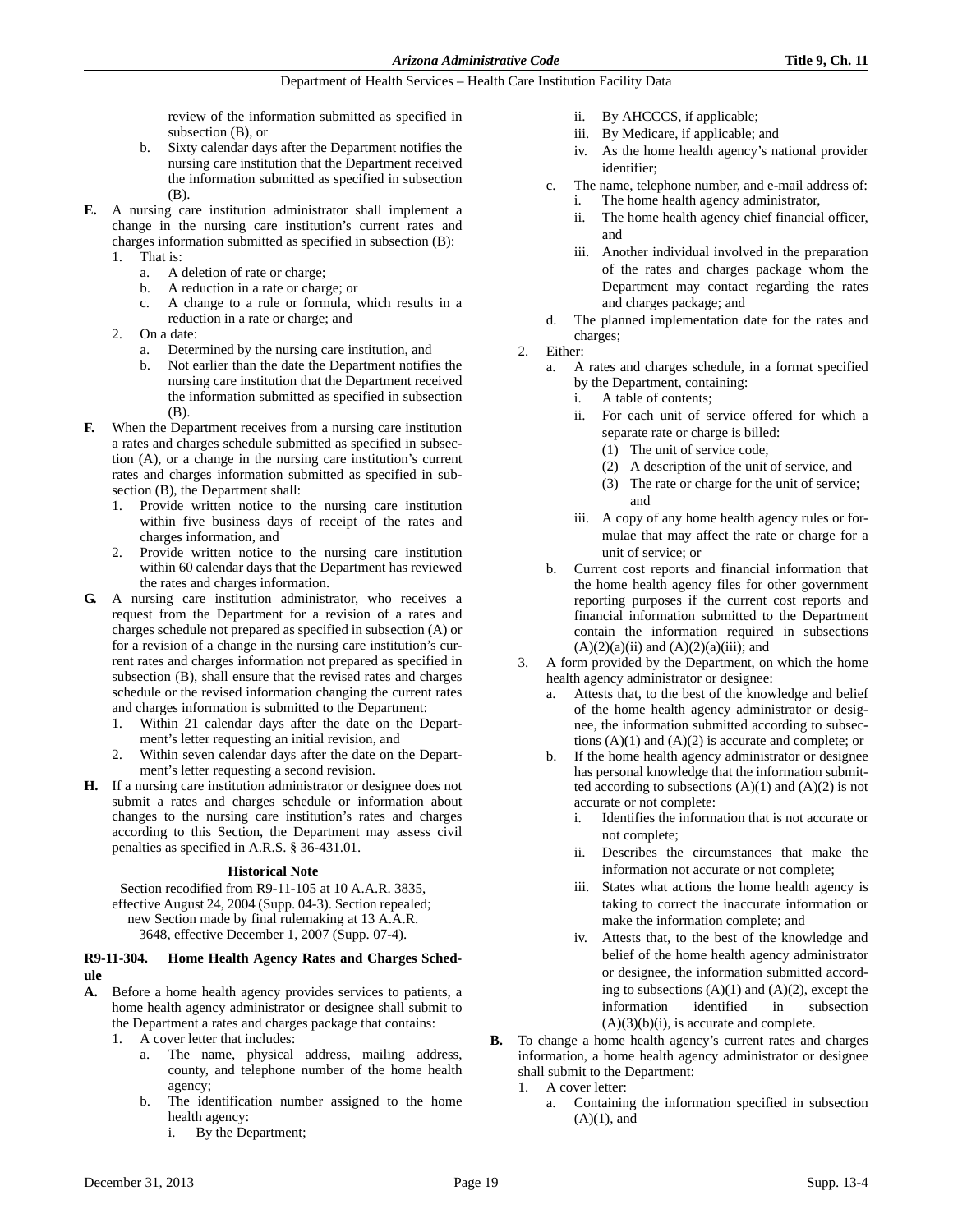review of the information submitted as specified in subsection (B), or

b. Sixty calendar days after the Department notifies the nursing care institution that the Department received the information submitted as specified in subsection (B).

**E.** A nursing care institution administrator shall implement a change in the nursing care institution's current rates and charges information submitted as specified in subsection (B):

1. That is:
   a. A deletion of rate or charge;
   b. A reduction in a rate or charge; or
   c. A change to a rule or formula, which results in a reduction in a rate or charge; and
2. On a date:
   a. Determined by the nursing care institution, and
   b. Not earlier than the date the Department notifies the nursing care institution that the Department received the information submitted as specified in subsection (B).

**F.** When the Department receives from a nursing care institution a rates and charges schedule submitted as specified in subsection (A), or a change in the nursing care institution's current rates and charges information submitted as specified in subsection (B), the Department shall:

1. Provide written notice to the nursing care institution within five business days of receipt of the rates and charges information, and
2. Provide written notice to the nursing care institution within 60 calendar days that the Department has reviewed the rates and charges information.

**G.** A nursing care institution administrator, who receives a request from the Department for a revision of a rates and charges schedule not prepared as specified in subsection (A) or for a revision of a change in the nursing care institution's current rates and charges information not prepared as specified in subsection (B), shall ensure that the revised rates and charges schedule or the revised information changing the current rates and charges information is submitted to the Department:

1. Within 21 calendar days after the date on the Department's letter requesting an initial revision, and
2. Within seven calendar days after the date on the Department's letter requesting a second revision.

**H.** If a nursing care institution administrator or designee does not submit a rates and charges schedule or information about changes to the nursing care institution's rates and charges according to this Section, the Department may assess civil penalties as specified in A.R.S. § 36-431.01.

**Historical Note**

Section recodified from R9-11-105 at 10 A.A.R. 3835, effective August 24, 2004 (Supp. 04-3). Section repealed; new Section made by final rulemaking at 13 A.A.R. 3648, effective December 1, 2007 (Supp. 07-4).

### R9-11-304. Home Health Agency Rates and Charges Schedule

**A.** Before a home health agency provides services to patients, a home health agency administrator or designee shall submit to the Department a rates and charges package that contains:

1. A cover letter that includes:
   a. The name, physical address, mailing address, county, and telephone number of the home health agency;
   b. The identification number assigned to the home health agency:
      i. By the Department;
      ii. By AHCCCS, if applicable;
      iii. By Medicare, if applicable; and
      iv. As the home health agency's national provider identifier;
   c. The name, telephone number, and e-mail address of:
      i. The home health agency administrator,
      ii. The home health agency chief financial officer, and
      iii. Another individual involved in the preparation of the rates and charges package whom the Department may contact regarding the rates and charges package; and
   d. The planned implementation date for the rates and charges;
2. Either:
   a. A rates and charges schedule, in a format specified by the Department, containing:
      i. A table of contents;
      ii. For each unit of service offered for which a separate rate or charge is billed:
         (1) The unit of service code,
         (2) A description of the unit of service, and
         (3) The rate or charge for the unit of service; and
      iii. A copy of any home health agency rules or formulae that may affect the rate or charge for a unit of service; or
   b. Current cost reports and financial information that the home health agency files for other government reporting purposes if the current cost reports and financial information submitted to the Department contain the information required in subsections (A)(2)(a)(ii) and (A)(2)(a)(iii); and
3. A form provided by the Department, on which the home health agency administrator or designee:
   a. Attests that, to the best of the knowledge and belief of the home health agency administrator or designee, the information submitted according to subsections (A)(1) and (A)(2) is accurate and complete; or
   b. If the home health agency administrator or designee has personal knowledge that the information submitted according to subsections (A)(1) and (A)(2) is not accurate or not complete:
      i. Identifies the information that is not accurate or not complete;
      ii. Describes the circumstances that make the information not accurate or not complete;
      iii. States what actions the home health agency is taking to correct the inaccurate information or make the information complete; and
      iv. Attests that, to the best of the knowledge and belief of the home health agency administrator or designee, the information submitted according to subsections (A)(1) and (A)(2), except the information identified in subsection (A)(3)(b)(i), is accurate and complete.

**B.** To change a home health agency's current rates and charges information, a home health agency administrator or designee shall submit to the Department:

1. A cover letter:
   a. Containing the information specified in subsection (A)(1), and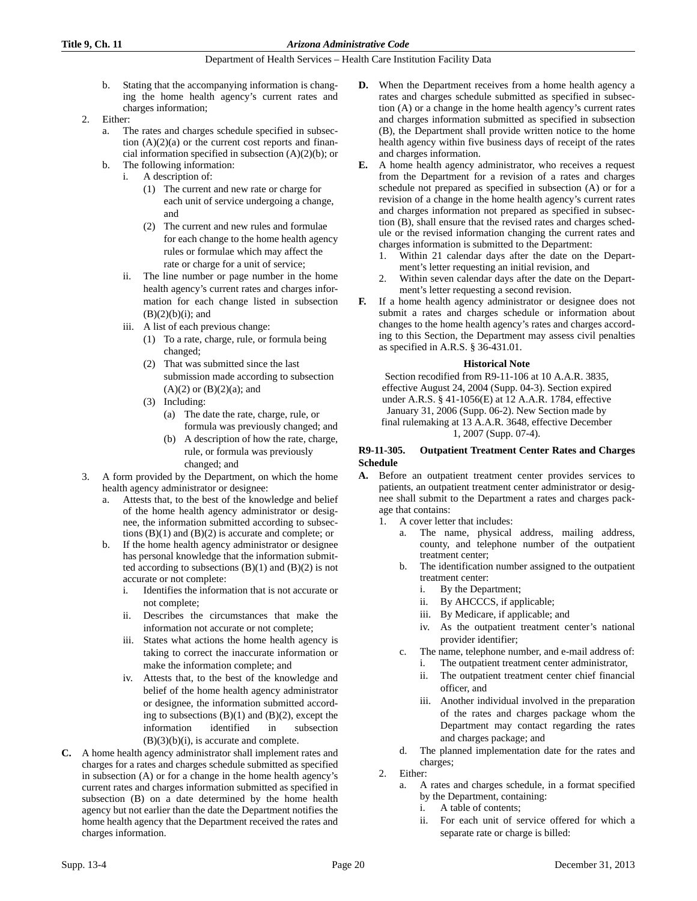b. Stating that the accompanying information is changing the home health agency's current rates and charges information;

2. Either:
   a. The rates and charges schedule specified in subsection (A)(2)(a) or the current cost reports and financial information specified in subsection (A)(2)(b); or
   b. The following information:
      i. A description of:
         (1) The current and new rate or charge for each unit of service undergoing a change, and
         (2) The current and new rules and formulae for each change to the home health agency rules or formulae which may affect the rate or charge for a unit of service;
      ii. The line number or page number in the home health agency's current rates and charges information for each change listed in subsection (B)(2)(b)(i); and
      iii. A list of each previous change:
         (1) To a rate, charge, rule, or formula being changed;
         (2) That was submitted since the last submission made according to subsection (A)(2) or (B)(2)(a); and
         (3) Including:
            (a) The date the rate, charge, rule, or formula was previously changed; and
            (b) A description of how the rate, charge, rule, or formula was previously changed; and
3. A form provided by the Department, on which the home health agency administrator or designee:
   a. Attests that, to the best of the knowledge and belief of the home health agency administrator or designee, the information submitted according to subsections (B)(1) and (B)(2) is accurate and complete; or
   b. If the home health agency administrator or designee has personal knowledge that the information submitted according to subsections (B)(1) and (B)(2) is not accurate or not complete:
      i. Identifies the information that is not accurate or not complete;
      ii. Describes the circumstances that make the information not accurate or not complete;
      iii. States what actions the home health agency is taking to correct the inaccurate information or make the information complete; and
      iv. Attests that, to the best of the knowledge and belief of the home health agency administrator or designee, the information submitted according to subsections (B)(1) and (B)(2), except the information identified in subsection (B)(3)(b)(i), is accurate and complete.

**C.** A home health agency administrator shall implement rates and charges for a rates and charges schedule submitted as specified in subsection (A) or for a change in the home health agency's current rates and charges information submitted as specified in subsection (B) on a date determined by the home health agency but not earlier than the date the Department notifies the home health agency that the Department received the rates and charges information.

**D.** When the Department receives from a home health agency a rates and charges schedule submitted as specified in subsection (A) or a change in the home health agency's current rates and charges information submitted as specified in subsection (B), the Department shall provide written notice to the home health agency within five business days of receipt of the rates and charges information.

**E.** A home health agency administrator, who receives a request from the Department for a revision of a rates and charges schedule not prepared as specified in subsection (A) or for a revision of a change in the home health agency's current rates and charges information not prepared as specified in subsection (B), shall ensure that the revised rates and charges schedule or the revised information changing the current rates and charges information is submitted to the Department:

1. Within 21 calendar days after the date on the Department's letter requesting an initial revision, and
2. Within seven calendar days after the date on the Department's letter requesting a second revision.

**F.** If a home health agency administrator or designee does not submit a rates and charges schedule or information about changes to the home health agency's rates and charges according to this Section, the Department may assess civil penalties as specified in A.R.S. § 36-431.01.

**Historical Note**

Section recodified from R9-11-106 at 10 A.A.R. 3835, effective August 24, 2004 (Supp. 04-3). Section expired under A.R.S. § 41-1056(E) at 12 A.A.R. 1784, effective January 31, 2006 (Supp. 06-2). New Section made by final rulemaking at 13 A.A.R. 3648, effective December 1, 2007 (Supp. 07-4).

**R9-11-305. Outpatient Treatment Center Rates and Charges Schedule**

**A.** Before an outpatient treatment center provides services to patients, an outpatient treatment center administrator or designee shall submit to the Department a rates and charges package that contains:

1. A cover letter that includes:
   a. The name, physical address, mailing address, county, and telephone number of the outpatient treatment center;
   b. The identification number assigned to the outpatient treatment center:
      i. By the Department;
      ii. By AHCCCS, if applicable;
      iii. By Medicare, if applicable; and
      iv. As the outpatient treatment center's national provider identifier;
   c. The name, telephone number, and e-mail address of:
      i. The outpatient treatment center administrator,
      ii. The outpatient treatment center chief financial officer, and
      iii. Another individual involved in the preparation of the rates and charges package whom the Department may contact regarding the rates and charges package; and
   d. The planned implementation date for the rates and charges;
2. Either:
   a. A rates and charges schedule, in a format specified by the Department, containing:
      i. A table of contents;
      ii. For each unit of service offered for which a separate rate or charge is billed: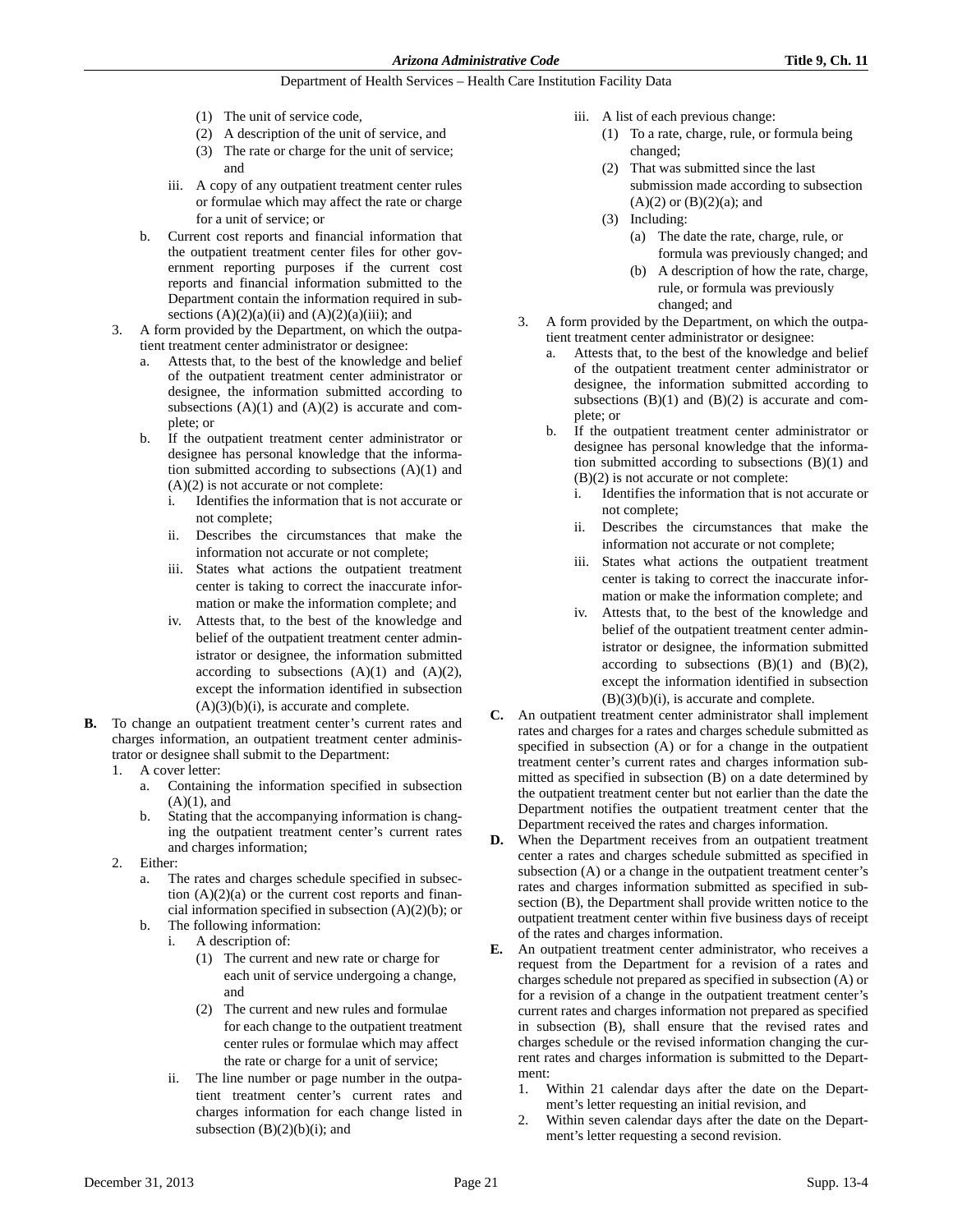(1) The unit of service code,

(2) A description of the unit of service, and

(3) The rate or charge for the unit of service; and

iii. A copy of any outpatient treatment center rules or formulae which may affect the rate or charge for a unit of service; or

b. Current cost reports and financial information that the outpatient treatment center files for other government reporting purposes if the current cost reports and financial information submitted to the Department contain the information required in subsections (A)(2)(a)(ii) and (A)(2)(a)(iii); and

3. A form provided by the Department, on which the outpatient treatment center administrator or designee:

a. Attests that, to the best of the knowledge and belief of the outpatient treatment center administrator or designee, the information submitted according to subsections (A)(1) and (A)(2) is accurate and complete; or

b. If the outpatient treatment center administrator or designee has personal knowledge that the information submitted according to subsections (A)(1) and (A)(2) is not accurate or not complete:

i. Identifies the information that is not accurate or not complete;

ii. Describes the circumstances that make the information not accurate or not complete;

iii. States what actions the outpatient treatment center is taking to correct the inaccurate information or make the information complete; and

iv. Attests that, to the best of the knowledge and belief of the outpatient treatment center administrator or designee, the information submitted according to subsections (A)(1) and (A)(2), except the information identified in subsection (A)(3)(b)(i), is accurate and complete.

**B.** To change an outpatient treatment center's current rates and charges information, an outpatient treatment center administrator or designee shall submit to the Department:

1. A cover letter:

a. Containing the information specified in subsection (A)(1), and

b. Stating that the accompanying information is changing the outpatient treatment center's current rates and charges information;

2. Either:

a. The rates and charges schedule specified in subsection (A)(2)(a) or the current cost reports and financial information specified in subsection (A)(2)(b); or

b. The following information:

i. A description of:

(1) The current and new rate or charge for each unit of service undergoing a change, and

(2) The current and new rules and formulae for each change to the outpatient treatment center rules or formulae which may affect the rate or charge for a unit of service;

ii. The line number or page number in the outpatient treatment center's current rates and charges information for each change listed in subsection (B)(2)(b)(i); and

iii. A list of each previous change:

(1) To a rate, charge, rule, or formula being changed;

(2) That was submitted since the last submission made according to subsection (A)(2) or (B)(2)(a); and

(3) Including:

(a) The date the rate, charge, rule, or formula was previously changed; and

(b) A description of how the rate, charge, rule, or formula was previously changed; and

3. A form provided by the Department, on which the outpatient treatment center administrator or designee:

a. Attests that, to the best of the knowledge and belief of the outpatient treatment center administrator or designee, the information submitted according to subsections (B)(1) and (B)(2) is accurate and complete; or

b. If the outpatient treatment center administrator or designee has personal knowledge that the information submitted according to subsections (B)(1) and (B)(2) is not accurate or not complete:

i. Identifies the information that is not accurate or not complete;

ii. Describes the circumstances that make the information not accurate or not complete;

iii. States what actions the outpatient treatment center is taking to correct the inaccurate information or make the information complete; and

iv. Attests that, to the best of the knowledge and belief of the outpatient treatment center administrator or designee, the information submitted according to subsections (B)(1) and (B)(2), except the information identified in subsection (B)(3)(b)(i), is accurate and complete.

**C.** An outpatient treatment center administrator shall implement rates and charges for a rates and charges schedule submitted as specified in subsection (A) or for a change in the outpatient treatment center's current rates and charges information submitted as specified in subsection (B) on a date determined by the outpatient treatment center but not earlier than the date the Department notifies the outpatient treatment center that the Department received the rates and charges information.

**D.** When the Department receives from an outpatient treatment center a rates and charges schedule submitted as specified in subsection (A) or a change in the outpatient treatment center's rates and charges information submitted as specified in subsection (B), the Department shall provide written notice to the outpatient treatment center within five business days of receipt of the rates and charges information.

**E.** An outpatient treatment center administrator, who receives a request from the Department for a revision of a rates and charges schedule not prepared as specified in subsection (A) or for a revision of a change in the outpatient treatment center's current rates and charges information not prepared as specified in subsection (B), shall ensure that the revised rates and charges schedule or the revised information changing the current rates and charges information is submitted to the Department:

1. Within 21 calendar days after the date on the Department's letter requesting an initial revision, and

2. Within seven calendar days after the date on the Department's letter requesting a second revision.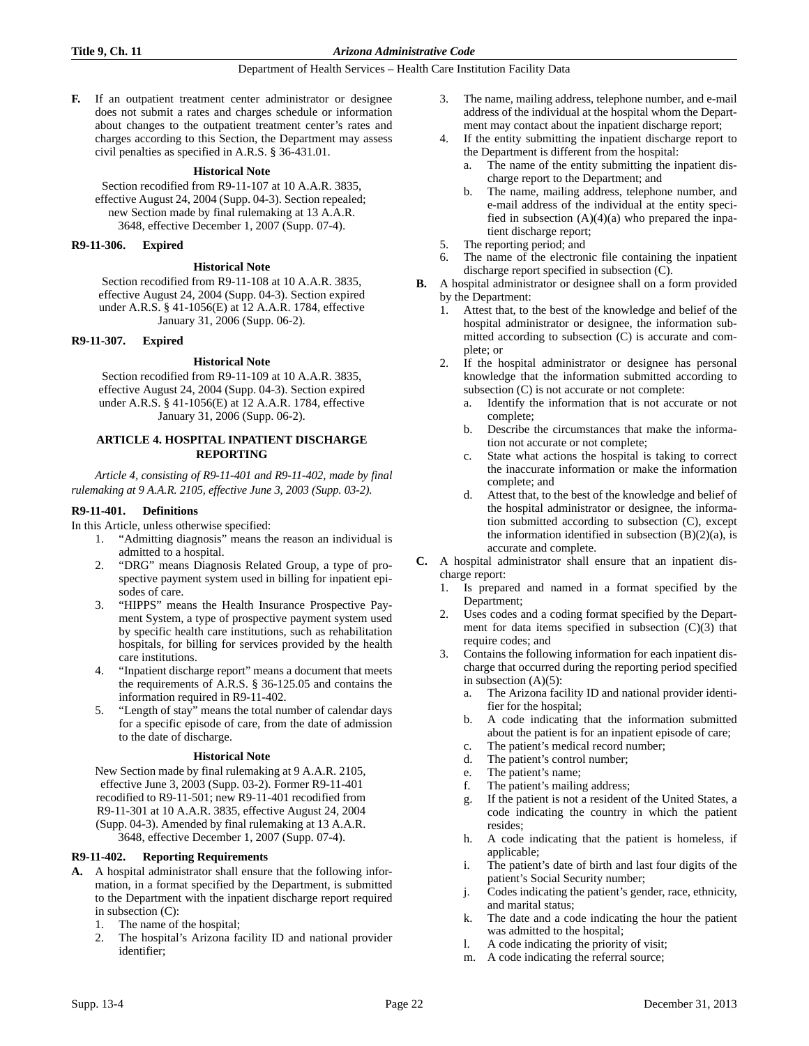**F.** If an outpatient treatment center administrator or designee does not submit a rates and charges schedule or information about changes to the outpatient treatment center's rates and charges according to this Section, the Department may assess civil penalties as specified in A.R.S. § 36-431.01.

**Historical Note**

Section recodified from R9-11-107 at 10 A.A.R. 3835, effective August 24, 2004 (Supp. 04-3). Section repealed; new Section made by final rulemaking at 13 A.A.R. 3648, effective December 1, 2007 (Supp. 07-4).

### R9-11-306. Expired

**Historical Note**

Section recodified from R9-11-108 at 10 A.A.R. 3835, effective August 24, 2004 (Supp. 04-3). Section expired under A.R.S. § 41-1056(E) at 12 A.A.R. 1784, effective January 31, 2006 (Supp. 06-2).

### R9-11-307. Expired

**Historical Note**

Section recodified from R9-11-109 at 10 A.A.R. 3835, effective August 24, 2004 (Supp. 04-3). Section expired under A.R.S. § 41-1056(E) at 12 A.A.R. 1784, effective January 31, 2006 (Supp. 06-2).

## ARTICLE 4. HOSPITAL INPATIENT DISCHARGE REPORTING

*Article 4, consisting of R9-11-401 and R9-11-402, made by final rulemaking at 9 A.A.R. 2105, effective June 3, 2003 (Supp. 03-2).*

### R9-11-401. Definitions

In this Article, unless otherwise specified:

1. "Admitting diagnosis" means the reason an individual is admitted to a hospital.
2. "DRG" means Diagnosis Related Group, a type of prospective payment system used in billing for inpatient episodes of care.
3. "HIPPS" means the Health Insurance Prospective Payment System, a type of prospective payment system used by specific health care institutions, such as rehabilitation hospitals, for billing for services provided by the health care institutions.
4. "Inpatient discharge report" means a document that meets the requirements of A.R.S. § 36-125.05 and contains the information required in R9-11-402.
5. "Length of stay" means the total number of calendar days for a specific episode of care, from the date of admission to the date of discharge.

**Historical Note**

New Section made by final rulemaking at 9 A.A.R. 2105, effective June 3, 2003 (Supp. 03-2). Former R9-11-401 recodified to R9-11-501; new R9-11-401 recodified from R9-11-301 at 10 A.A.R. 3835, effective August 24, 2004 (Supp. 04-3). Amended by final rulemaking at 13 A.A.R. 3648, effective December 1, 2007 (Supp. 07-4).

### R9-11-402. Reporting Requirements

**A.** A hospital administrator shall ensure that the following information, in a format specified by the Department, is submitted to the Department with the inpatient discharge report required in subsection (C):
   1. The name of the hospital;
   2. The hospital's Arizona facility ID and national provider identifier;
   3. The name, mailing address, telephone number, and e-mail address of the individual at the hospital whom the Department may contact about the inpatient discharge report;
   4. If the entity submitting the inpatient discharge report to the Department is different from the hospital:
      a. The name of the entity submitting the inpatient discharge report to the Department; and
      b. The name, mailing address, telephone number, and e-mail address of the individual at the entity specified in subsection (A)(4)(a) who prepared the inpatient discharge report;
   5. The reporting period; and
   6. The name of the electronic file containing the inpatient discharge report specified in subsection (C).

**B.** A hospital administrator or designee shall on a form provided by the Department:
   1. Attest that, to the best of the knowledge and belief of the hospital administrator or designee, the information submitted according to subsection (C) is accurate and complete; or
   2. If the hospital administrator or designee has personal knowledge that the information submitted according to subsection (C) is not accurate or not complete:
      a. Identify the information that is not accurate or not complete;
      b. Describe the circumstances that make the information not accurate or not complete;
      c. State what actions the hospital is taking to correct the inaccurate information or make the information complete; and
      d. Attest that, to the best of the knowledge and belief of the hospital administrator or designee, the information submitted according to subsection (C), except the information identified in subsection (B)(2)(a), is accurate and complete.

**C.** A hospital administrator shall ensure that an inpatient discharge report:
   1. Is prepared and named in a format specified by the Department;
   2. Uses codes and a coding format specified by the Department for data items specified in subsection (C)(3) that require codes; and
   3. Contains the following information for each inpatient discharge that occurred during the reporting period specified in subsection (A)(5):
      a. The Arizona facility ID and national provider identifier for the hospital;
      b. A code indicating that the information submitted about the patient is for an inpatient episode of care;
      c. The patient's medical record number;
      d. The patient's control number;
      e. The patient's name;
      f. The patient's mailing address;
      g. If the patient is not a resident of the United States, a code indicating the country in which the patient resides;
      h. A code indicating that the patient is homeless, if applicable;
      i. The patient's date of birth and last four digits of the patient's Social Security number;
      j. Codes indicating the patient's gender, race, ethnicity, and marital status;
      k. The date and a code indicating the hour the patient was admitted to the hospital;
      l. A code indicating the priority of visit;
      m. A code indicating the referral source;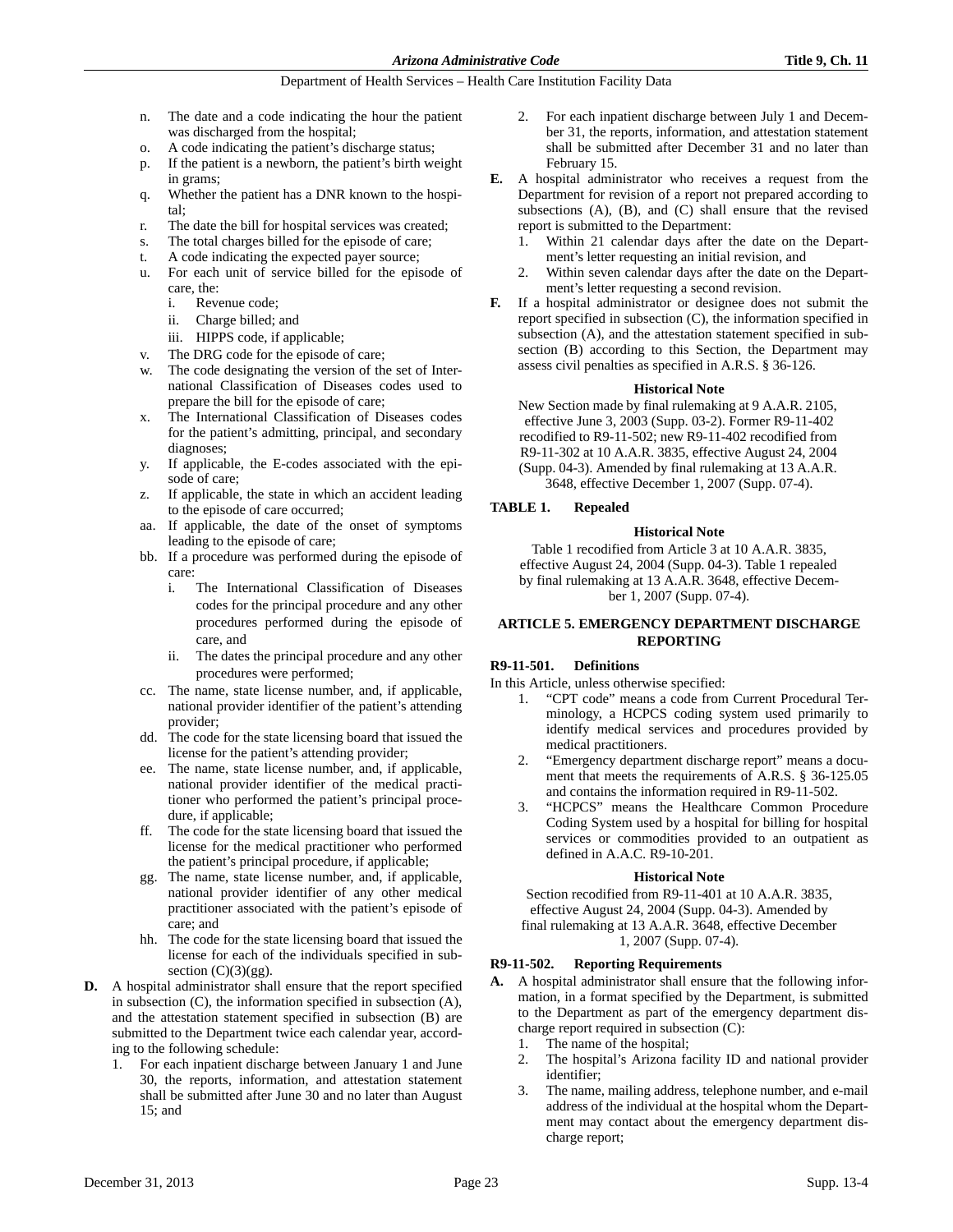n. The date and a code indicating the hour the patient was discharged from the hospital;
o. A code indicating the patient's discharge status;
p. If the patient is a newborn, the patient's birth weight in grams;
q. Whether the patient has a DNR known to the hospital;
r. The date the bill for hospital services was created;
s. The total charges billed for the episode of care;
t. A code indicating the expected payer source;
u. For each unit of service billed for the episode of care, the:
   i. Revenue code;
   ii. Charge billed; and
   iii. HIPPS code, if applicable;
v. The DRG code for the episode of care;
w. The code designating the version of the set of International Classification of Diseases codes used to prepare the bill for the episode of care;
x. The International Classification of Diseases codes for the patient's admitting, principal, and secondary diagnoses;
y. If applicable, the E-codes associated with the episode of care;
z. If applicable, the state in which an accident leading to the episode of care occurred;
aa. If applicable, the date of the onset of symptoms leading to the episode of care;
bb. If a procedure was performed during the episode of care:
   i. The International Classification of Diseases codes for the principal procedure and any other procedures performed during the episode of care, and
   ii. The dates the principal procedure and any other procedures were performed;
cc. The name, state license number, and, if applicable, national provider identifier of the patient's attending provider;
dd. The code for the state licensing board that issued the license for the patient's attending provider;
ee. The name, state license number, and, if applicable, national provider identifier of the medical practitioner who performed the patient's principal procedure, if applicable;
ff. The code for the state licensing board that issued the license for the medical practitioner who performed the patient's principal procedure, if applicable;
gg. The name, state license number, and, if applicable, national provider identifier of any other medical practitioner associated with the patient's episode of care; and
hh. The code for the state licensing board that issued the license for each of the individuals specified in subsection (C)(3)(gg).

**D.** A hospital administrator shall ensure that the report specified in subsection (C), the information specified in subsection (A), and the attestation statement specified in subsection (B) are submitted to the Department twice each calendar year, according to the following schedule:
1. For each inpatient discharge between January 1 and June 30, the reports, information, and attestation statement shall be submitted after June 30 and no later than August 15; and
2. For each inpatient discharge between July 1 and December 31, the reports, information, and attestation statement shall be submitted after December 31 and no later than February 15.

**E.** A hospital administrator who receives a request from the Department for revision of a report not prepared according to subsections (A), (B), and (C) shall ensure that the revised report is submitted to the Department:
1. Within 21 calendar days after the date on the Department's letter requesting an initial revision, and
2. Within seven calendar days after the date on the Department's letter requesting a second revision.

**F.** If a hospital administrator or designee does not submit the report specified in subsection (C), the information specified in subsection (A), and the attestation statement specified in subsection (B) according to this Section, the Department may assess civil penalties as specified in A.R.S. § 36-126.

**Historical Note**

New Section made by final rulemaking at 9 A.A.R. 2105, effective June 3, 2003 (Supp. 03-2). Former R9-11-402 recodified to R9-11-502; new R9-11-402 recodified from R9-11-302 at 10 A.A.R. 3835, effective August 24, 2004 (Supp. 04-3). Amended by final rulemaking at 13 A.A.R. 3648, effective December 1, 2007 (Supp. 07-4).

### TABLE 1. Repealed

**Historical Note**

Table 1 recodified from Article 3 at 10 A.A.R. 3835, effective August 24, 2004 (Supp. 04-3). Table 1 repealed by final rulemaking at 13 A.A.R. 3648, effective December 1, 2007 (Supp. 07-4).

## ARTICLE 5. EMERGENCY DEPARTMENT DISCHARGE REPORTING

### R9-11-501. Definitions

In this Article, unless otherwise specified:
1. "CPT code" means a code from Current Procedural Terminology, a HCPCS coding system used primarily to identify medical services and procedures provided by medical practitioners.
2. "Emergency department discharge report" means a document that meets the requirements of A.R.S. § 36-125.05 and contains the information required in R9-11-502.
3. "HCPCS" means the Healthcare Common Procedure Coding System used by a hospital for billing for hospital services or commodities provided to an outpatient as defined in A.A.C. R9-10-201.

**Historical Note**

Section recodified from R9-11-401 at 10 A.A.R. 3835, effective August 24, 2004 (Supp. 04-3). Amended by final rulemaking at 13 A.A.R. 3648, effective December 1, 2007 (Supp. 07-4).

### R9-11-502. Reporting Requirements

**A.** A hospital administrator shall ensure that the following information, in a format specified by the Department, is submitted to the Department as part of the emergency department discharge report required in subsection (C):
1. The name of the hospital;
2. The hospital's Arizona facility ID and national provider identifier;
3. The name, mailing address, telephone number, and e-mail address of the individual at the hospital whom the Department may contact about the emergency department discharge report;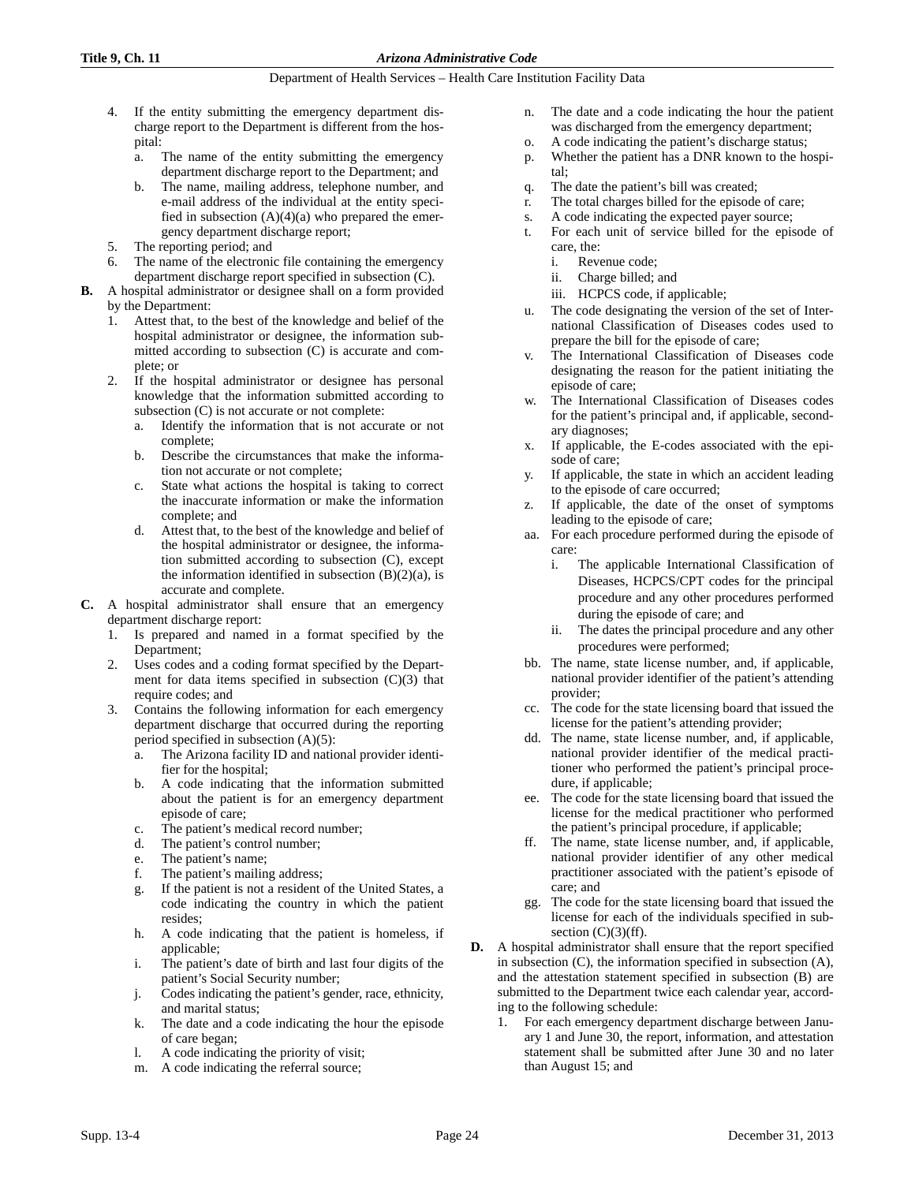4. If the entity submitting the emergency department discharge report to the Department is different from the hospital:
   a. The name of the entity submitting the emergency department discharge report to the Department; and
   b. The name, mailing address, telephone number, and e-mail address of the individual at the entity specified in subsection (A)(4)(a) who prepared the emergency department discharge report;
5. The reporting period; and
6. The name of the electronic file containing the emergency department discharge report specified in subsection (C).

**B.** A hospital administrator or designee shall on a form provided by the Department:

1. Attest that, to the best of the knowledge and belief of the hospital administrator or designee, the information submitted according to subsection (C) is accurate and complete; or
2. If the hospital administrator or designee has personal knowledge that the information submitted according to subsection (C) is not accurate or not complete:
   a. Identify the information that is not accurate or not complete;
   b. Describe the circumstances that make the information not accurate or not complete;
   c. State what actions the hospital is taking to correct the inaccurate information or make the information complete; and
   d. Attest that, to the best of the knowledge and belief of the hospital administrator or designee, the information submitted according to subsection (C), except the information identified in subsection (B)(2)(a), is accurate and complete.

**C.** A hospital administrator shall ensure that an emergency department discharge report:

1. Is prepared and named in a format specified by the Department;
2. Uses codes and a coding format specified by the Department for data items specified in subsection (C)(3) that require codes; and
3. Contains the following information for each emergency department discharge that occurred during the reporting period specified in subsection (A)(5):
   a. The Arizona facility ID and national provider identifier for the hospital;
   b. A code indicating that the information submitted about the patient is for an emergency department episode of care;
   c. The patient's medical record number;
   d. The patient's control number;
   e. The patient's name;
   f. The patient's mailing address;
   g. If the patient is not a resident of the United States, a code indicating the country in which the patient resides;
   h. A code indicating that the patient is homeless, if applicable;
   i. The patient's date of birth and last four digits of the patient's Social Security number;
   j. Codes indicating the patient's gender, race, ethnicity, and marital status;
   k. The date and a code indicating the hour the episode of care began;
   l. A code indicating the priority of visit;
   m. A code indicating the referral source;
   n. The date and a code indicating the hour the patient was discharged from the emergency department;
   o. A code indicating the patient's discharge status;
   p. Whether the patient has a DNR known to the hospital;
   q. The date the patient's bill was created;
   r. The total charges billed for the episode of care;
   s. A code indicating the expected payer source;
   t. For each unit of service billed for the episode of care, the:
      i. Revenue code;
      ii. Charge billed; and
      iii. HCPCS code, if applicable;
   u. The code designating the version of the set of International Classification of Diseases codes used to prepare the bill for the episode of care;
   v. The International Classification of Diseases code designating the reason for the patient initiating the episode of care;
   w. The International Classification of Diseases codes for the patient's principal and, if applicable, secondary diagnoses;
   x. If applicable, the E-codes associated with the episode of care;
   y. If applicable, the state in which an accident leading to the episode of care occurred;
   z. If applicable, the date of the onset of symptoms leading to the episode of care;
   aa. For each procedure performed during the episode of care:
      i. The applicable International Classification of Diseases, HCPCS/CPT codes for the principal procedure and any other procedures performed during the episode of care; and
      ii. The dates the principal procedure and any other procedures were performed;
   bb. The name, state license number, and, if applicable, national provider identifier of the patient's attending provider;
   cc. The code for the state licensing board that issued the license for the patient's attending provider;
   dd. The name, state license number, and, if applicable, national provider identifier of the medical practitioner who performed the patient's principal procedure, if applicable;
   ee. The code for the state licensing board that issued the license for the medical practitioner who performed the patient's principal procedure, if applicable;
   ff. The name, state license number, and, if applicable, national provider identifier of any other medical practitioner associated with the patient's episode of care; and
   gg. The code for the state licensing board that issued the license for each of the individuals specified in subsection (C)(3)(ff).

**D.** A hospital administrator shall ensure that the report specified in subsection (C), the information specified in subsection (A), and the attestation statement specified in subsection (B) are submitted to the Department twice each calendar year, according to the following schedule:

1. For each emergency department discharge between January 1 and June 30, the report, information, and attestation statement shall be submitted after June 30 and no later than August 15; and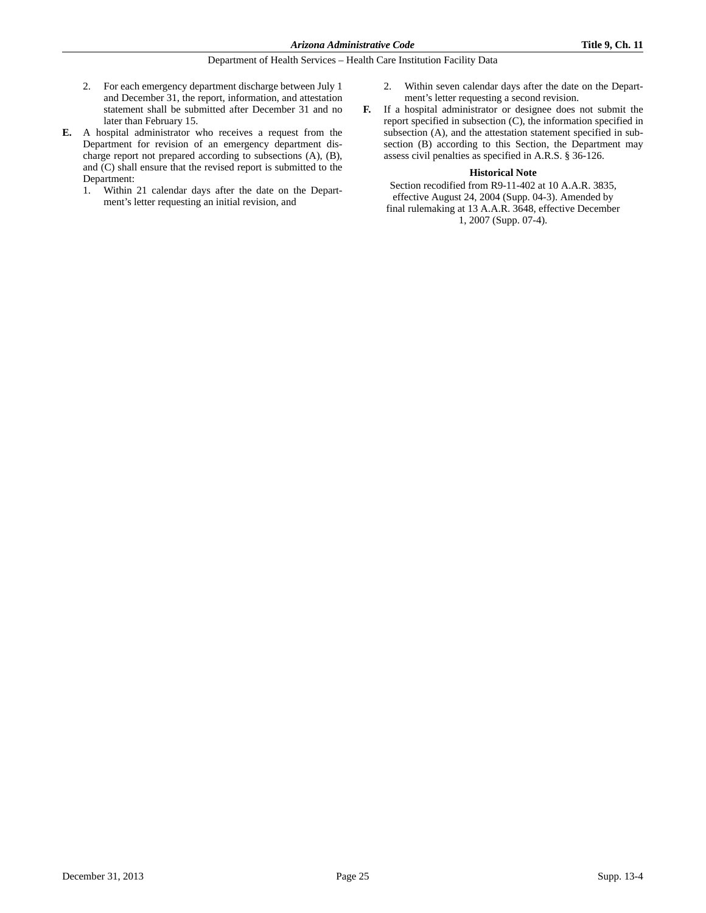2. For each emergency department discharge between July 1 and December 31, the report, information, and attestation statement shall be submitted after December 31 and no later than February 15.

**E.** A hospital administrator who receives a request from the Department for revision of an emergency department discharge report not prepared according to subsections (A), (B), and (C) shall ensure that the revised report is submitted to the Department:

1. Within 21 calendar days after the date on the Department's letter requesting an initial revision, and
2. Within seven calendar days after the date on the Department's letter requesting a second revision.

**F.** If a hospital administrator or designee does not submit the report specified in subsection (C), the information specified in subsection (A), and the attestation statement specified in subsection (B) according to this Section, the Department may assess civil penalties as specified in A.R.S. § 36-126.

**Historical Note**

Section recodified from R9-11-402 at 10 A.A.R. 3835, effective August 24, 2004 (Supp. 04-3). Amended by final rulemaking at 13 A.A.R. 3648, effective December 1, 2007 (Supp. 07-4).